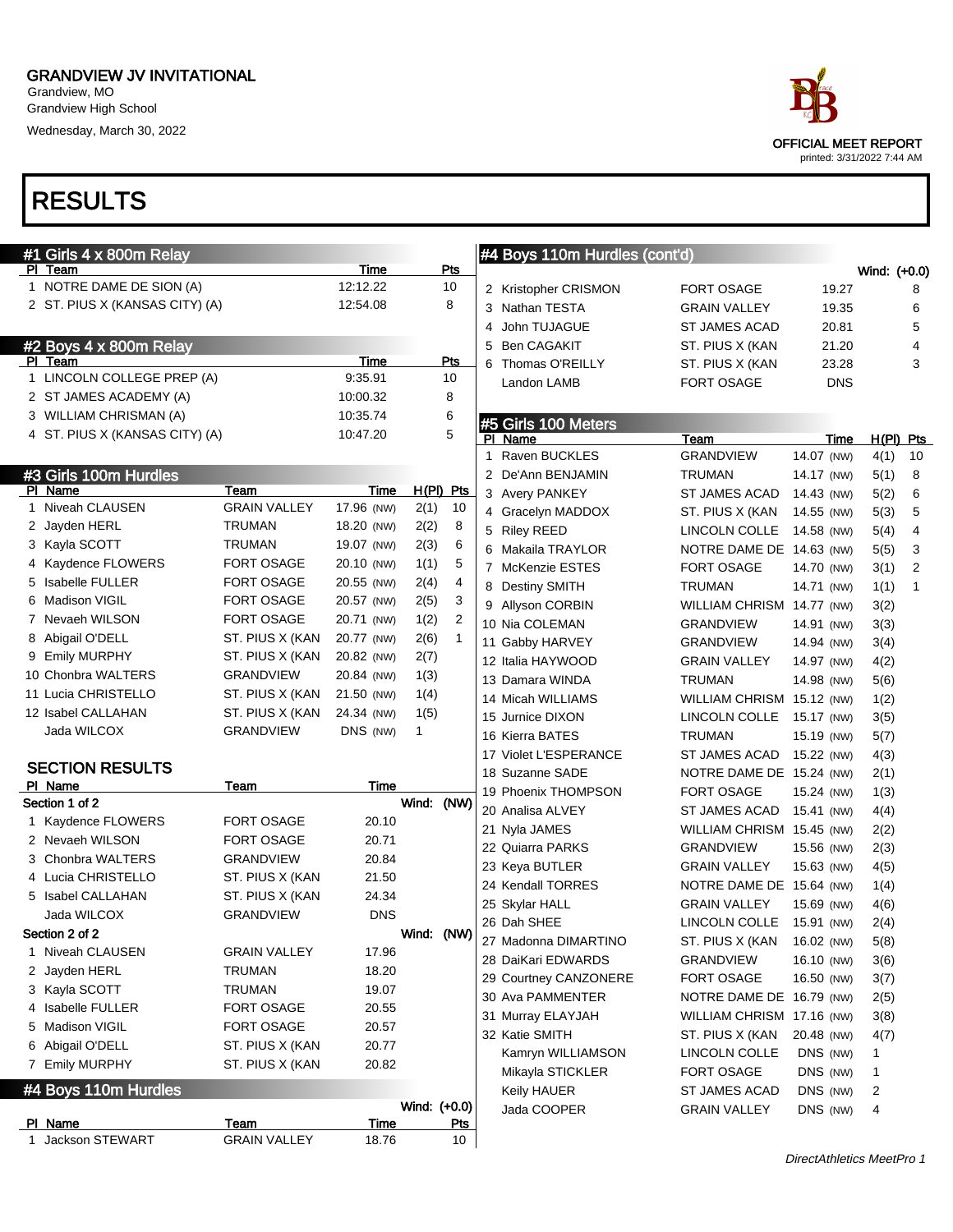# GRANDVIEW JV INVITATIONAL

Grandview, MO
Grandview High School
Wednesday, March 30, 2022

OFFICIAL MEET REPORT
printed: 3/31/2022 7:44 AM

## RESULTS

### #1 Girls 4 x 800m Relay

| Pl | Team | Time | Pts |
|---|---|---|---|
| 1 | NOTRE DAME DE SION (A) | 12:12.22 | 10 |
| 2 | ST. PIUS X (KANSAS CITY) (A) | 12:54.08 | 8 |

### #2 Boys 4 x 800m Relay

| Pl | Team | Time | Pts |
|---|---|---|---|
| 1 | LINCOLN COLLEGE PREP (A) | 9:35.91 | 10 |
| 2 | ST JAMES ACADEMY (A) | 10:00.32 | 8 |
| 3 | WILLIAM CHRISMAN (A) | 10:35.74 | 6 |
| 4 | ST. PIUS X (KANSAS CITY) (A) | 10:47.20 | 5 |

### #3 Girls 100m Hurdles

| Pl | Name | Team | Time | | H(Pl) | Pts |
|---|---|---|---|---|---|---|
| 1 | Niveah CLAUSEN | GRAIN VALLEY | 17.96 | (NW) | 2(1) | 10 |
| 2 | Jayden HERL | TRUMAN | 18.20 | (NW) | 2(2) | 8 |
| 3 | Kayla SCOTT | TRUMAN | 19.07 | (NW) | 2(3) | 6 |
| 4 | Kaydence FLOWERS | FORT OSAGE | 20.10 | (NW) | 1(1) | 5 |
| 5 | Isabelle FULLER | FORT OSAGE | 20.55 | (NW) | 2(4) | 4 |
| 6 | Madison VIGIL | FORT OSAGE | 20.57 | (NW) | 2(5) | 3 |
| 7 | Nevaeh WILSON | FORT OSAGE | 20.71 | (NW) | 1(2) | 2 |
| 8 | Abigail O'DELL | ST. PIUS X (KAN | 20.77 | (NW) | 2(6) | 1 |
| 9 | Emily MURPHY | ST. PIUS X (KAN | 20.82 | (NW) | 2(7) | |
| 10 | Chonbra WALTERS | GRANDVIEW | 20.84 | (NW) | 1(3) | |
| 11 | Lucia CHRISTELLO | ST. PIUS X (KAN | 21.50 | (NW) | 1(4) | |
| 12 | Isabel CALLAHAN | ST. PIUS X (KAN | 24.34 | (NW) | 1(5) | |
| | Jada WILCOX | GRANDVIEW | DNS | (NW) | 1 | |

#### SECTION RESULTS

Section 1 of 2 — Wind: (NW)

| Pl | Name | Team | Time |
|---|---|---|---|
| 1 | Kaydence FLOWERS | FORT OSAGE | 20.10 |
| 2 | Nevaeh WILSON | FORT OSAGE | 20.71 |
| 3 | Chonbra WALTERS | GRANDVIEW | 20.84 |
| 4 | Lucia CHRISTELLO | ST. PIUS X (KAN | 21.50 |
| 5 | Isabel CALLAHAN | ST. PIUS X (KAN | 24.34 |
| | Jada WILCOX | GRANDVIEW | DNS |

Section 2 of 2 — Wind: (NW)

| Pl | Name | Team | Time |
|---|---|---|---|
| 1 | Niveah CLAUSEN | GRAIN VALLEY | 17.96 |
| 2 | Jayden HERL | TRUMAN | 18.20 |
| 3 | Kayla SCOTT | TRUMAN | 19.07 |
| 4 | Isabelle FULLER | FORT OSAGE | 20.55 |
| 5 | Madison VIGIL | FORT OSAGE | 20.57 |
| 6 | Abigail O'DELL | ST. PIUS X (KAN | 20.77 |
| 7 | Emily MURPHY | ST. PIUS X (KAN | 20.82 |

### #4 Boys 110m Hurdles

Wind: (+0.0)

| Pl | Name | Team | Time | Pts |
|---|---|---|---|---|
| 1 | Jackson STEWART | GRAIN VALLEY | 18.76 | 10 |
| 2 | Kristopher CRISMON | FORT OSAGE | 19.27 | 8 |
| 3 | Nathan TESTA | GRAIN VALLEY | 19.35 | 6 |
| 4 | John TUJAGUE | ST JAMES ACAD | 20.81 | 5 |
| 5 | Ben CAGAKIT | ST. PIUS X (KAN | 21.20 | 4 |
| 6 | Thomas O'REILLY | ST. PIUS X (KAN | 23.28 | 3 |
| | Landon LAMB | FORT OSAGE | DNS | |

### #5 Girls 100 Meters

| Pl | Name | Team | Time | | H(Pl) | Pts |
|---|---|---|---|---|---|---|
| 1 | Raven BUCKLES | GRANDVIEW | 14.07 | (NW) | 4(1) | 10 |
| 2 | De'Ann BENJAMIN | TRUMAN | 14.17 | (NW) | 5(1) | 8 |
| 3 | Avery PANKEY | ST JAMES ACAD | 14.43 | (NW) | 5(2) | 6 |
| 4 | Gracelyn MADDOX | ST. PIUS X (KAN | 14.55 | (NW) | 5(3) | 5 |
| 5 | Riley REED | LINCOLN COLLE | 14.58 | (NW) | 5(4) | 4 |
| 6 | Makaila TRAYLOR | NOTRE DAME DE | 14.63 | (NW) | 5(5) | 3 |
| 7 | McKenzie ESTES | FORT OSAGE | 14.70 | (NW) | 3(1) | 2 |
| 8 | Destiny SMITH | TRUMAN | 14.71 | (NW) | 1(1) | 1 |
| 9 | Allyson CORBIN | WILLIAM CHRISM | 14.77 | (NW) | 3(2) | |
| 10 | Nia COLEMAN | GRANDVIEW | 14.91 | (NW) | 3(3) | |
| 11 | Gabby HARVEY | GRANDVIEW | 14.94 | (NW) | 3(4) | |
| 12 | Italia HAYWOOD | GRAIN VALLEY | 14.97 | (NW) | 4(2) | |
| 13 | Damara WINDA | TRUMAN | 14.98 | (NW) | 5(6) | |
| 14 | Micah WILLIAMS | WILLIAM CHRISM | 15.12 | (NW) | 1(2) | |
| 15 | Jurnice DIXON | LINCOLN COLLE | 15.17 | (NW) | 3(5) | |
| 16 | Kierra BATES | TRUMAN | 15.19 | (NW) | 5(7) | |
| 17 | Violet L'ESPERANCE | ST JAMES ACAD | 15.22 | (NW) | 4(3) | |
| 18 | Suzanne SADE | NOTRE DAME DE | 15.24 | (NW) | 2(1) | |
| 19 | Phoenix THOMPSON | FORT OSAGE | 15.24 | (NW) | 1(3) | |
| 20 | Analisa ALVEY | ST JAMES ACAD | 15.41 | (NW) | 4(4) | |
| 21 | Nyla JAMES | WILLIAM CHRISM | 15.45 | (NW) | 2(2) | |
| 22 | Quiarra PARKS | GRANDVIEW | 15.56 | (NW) | 2(3) | |
| 23 | Keya BUTLER | GRAIN VALLEY | 15.63 | (NW) | 4(5) | |
| 24 | Kendall TORRES | NOTRE DAME DE | 15.64 | (NW) | 1(4) | |
| 25 | Skylar HALL | GRAIN VALLEY | 15.69 | (NW) | 4(6) | |
| 26 | Dah SHEE | LINCOLN COLLE | 15.91 | (NW) | 2(4) | |
| 27 | Madonna DIMARTINO | ST. PIUS X (KAN | 16.02 | (NW) | 5(8) | |
| 28 | DaiKari EDWARDS | GRANDVIEW | 16.10 | (NW) | 3(6) | |
| 29 | Courtney CANZONERE | FORT OSAGE | 16.50 | (NW) | 3(7) | |
| 30 | Ava PAMMENTER | NOTRE DAME DE | 16.79 | (NW) | 2(5) | |
| 31 | Murray ELAYJAH | WILLIAM CHRISM | 17.16 | (NW) | 3(8) | |
| 32 | Katie SMITH | ST. PIUS X (KAN | 20.48 | (NW) | 4(7) | |
| | Kamryn WILLIAMSON | LINCOLN COLLE | DNS | (NW) | 1 | |
| | Mikayla STICKLER | FORT OSAGE | DNS | (NW) | 1 | |
| | Keily HAUER | ST JAMES ACAD | DNS | (NW) | 2 | |
| | Jada COOPER | GRAIN VALLEY | DNS | (NW) | 4 | |

*DirectAthletics MeetPro 1*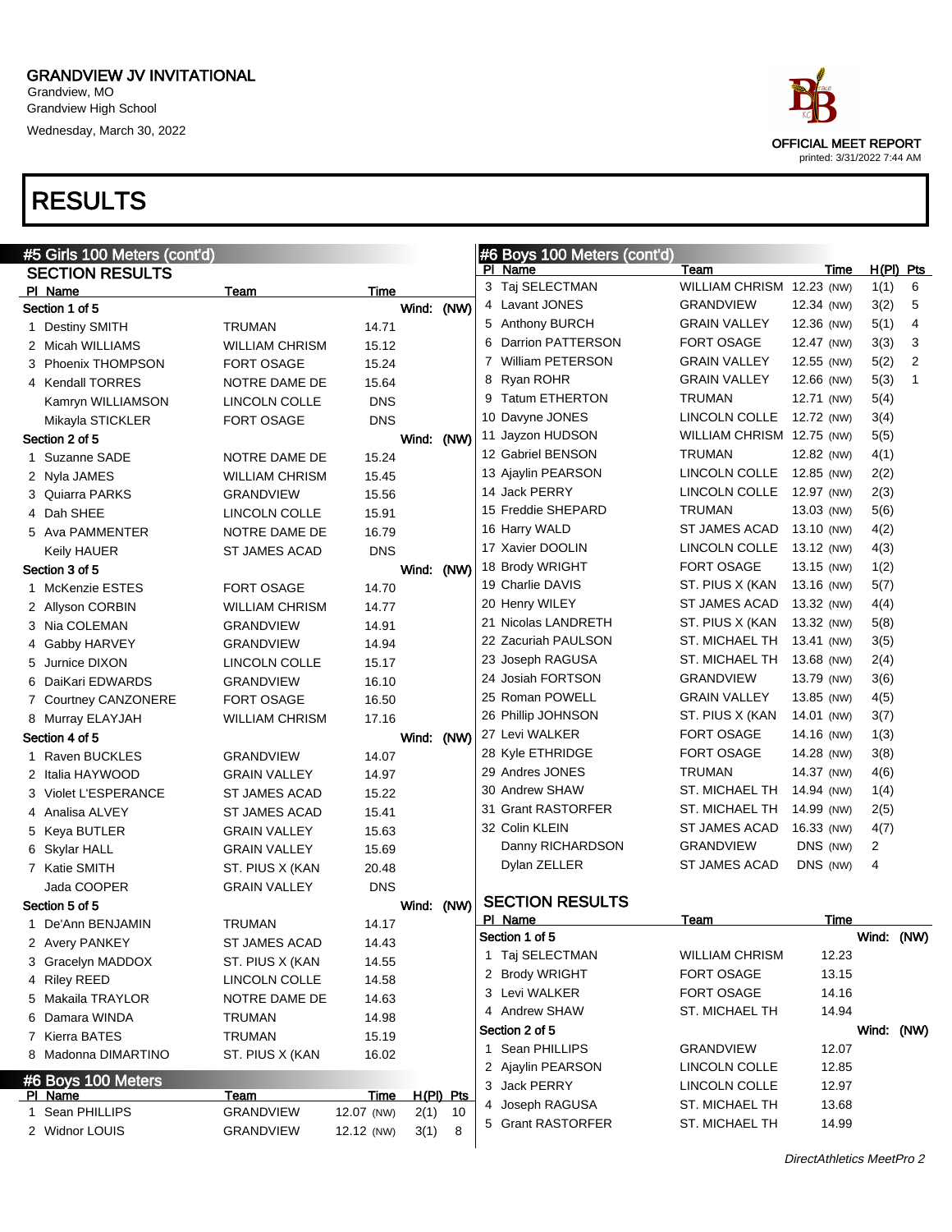# GRANDVIEW JV INVITATIONAL

Grandview, MO
Grandview High School
Wednesday, March 30, 2022

OFFICIAL MEET REPORT
printed: 3/31/2022 7:44 AM

# RESULTS

## #5 Girls 100 Meters (cont'd)

### SECTION RESULTS

**Section 1 of 5** Wind: (NW)

| Pl | Name | Team | Time |
|---|---|---|---|
| 1 | Destiny SMITH | TRUMAN | 14.71 |
| 2 | Micah WILLIAMS | WILLIAM CHRISM | 15.12 |
| 3 | Phoenix THOMPSON | FORT OSAGE | 15.24 |
| 4 | Kendall TORRES | NOTRE DAME DE | 15.64 |
| | Kamryn WILLIAMSON | LINCOLN COLLE | DNS |
| | Mikayla STICKLER | FORT OSAGE | DNS |

**Section 2 of 5** Wind: (NW)

| Pl | Name | Team | Time |
|---|---|---|---|
| 1 | Suzanne SADE | NOTRE DAME DE | 15.24 |
| 2 | Nyla JAMES | WILLIAM CHRISM | 15.45 |
| 3 | Quiarra PARKS | GRANDVIEW | 15.56 |
| 4 | Dah SHEE | LINCOLN COLLE | 15.91 |
| 5 | Ava PAMMENTER | NOTRE DAME DE | 16.79 |
| | Keily HAUER | ST JAMES ACAD | DNS |

**Section 3 of 5** Wind: (NW)

| Pl | Name | Team | Time |
|---|---|---|---|
| 1 | McKenzie ESTES | FORT OSAGE | 14.70 |
| 2 | Allyson CORBIN | WILLIAM CHRISM | 14.77 |
| 3 | Nia COLEMAN | GRANDVIEW | 14.91 |
| 4 | Gabby HARVEY | GRANDVIEW | 14.94 |
| 5 | Jurnice DIXON | LINCOLN COLLE | 15.17 |
| 6 | DaiKari EDWARDS | GRANDVIEW | 16.10 |
| 7 | Courtney CANZONERE | FORT OSAGE | 16.50 |
| 8 | Murray ELAYJAH | WILLIAM CHRISM | 17.16 |

**Section 4 of 5** Wind: (NW)

| Pl | Name | Team | Time |
|---|---|---|---|
| 1 | Raven BUCKLES | GRANDVIEW | 14.07 |
| 2 | Italia HAYWOOD | GRAIN VALLEY | 14.97 |
| 3 | Violet L'ESPERANCE | ST JAMES ACAD | 15.22 |
| 4 | Analisa ALVEY | ST JAMES ACAD | 15.41 |
| 5 | Keya BUTLER | GRAIN VALLEY | 15.63 |
| 6 | Skylar HALL | GRAIN VALLEY | 15.69 |
| 7 | Katie SMITH | ST. PIUS X (KAN | 20.48 |
| | Jada COOPER | GRAIN VALLEY | DNS |

**Section 5 of 5** Wind: (NW)

| Pl | Name | Team | Time |
|---|---|---|---|
| 1 | De'Ann BENJAMIN | TRUMAN | 14.17 |
| 2 | Avery PANKEY | ST JAMES ACAD | 14.43 |
| 3 | Gracelyn MADDOX | ST. PIUS X (KAN | 14.55 |
| 4 | Riley REED | LINCOLN COLLE | 14.58 |
| 5 | Makaila TRAYLOR | NOTRE DAME DE | 14.63 |
| 6 | Damara WINDA | TRUMAN | 14.98 |
| 7 | Kierra BATES | TRUMAN | 15.19 |
| 8 | Madonna DIMARTINO | ST. PIUS X (KAN | 16.02 |

## #6 Boys 100 Meters

| Pl | Name | Team | Time | | H(Pl) | Pts |
|---|---|---|---|---|---|---|
| 1 | Sean PHILLIPS | GRANDVIEW | 12.07 | (NW) | 2(1) | 10 |
| 2 | Widnor LOUIS | GRANDVIEW | 12.12 | (NW) | 3(1) | 8 |
| 3 | Taj SELECTMAN | WILLIAM CHRISM | 12.23 | (NW) | 1(1) | 6 |
| 4 | Lavant JONES | GRANDVIEW | 12.34 | (NW) | 3(2) | 5 |
| 5 | Anthony BURCH | GRAIN VALLEY | 12.36 | (NW) | 5(1) | 4 |
| 6 | Darrion PATTERSON | FORT OSAGE | 12.47 | (NW) | 3(3) | 3 |
| 7 | William PETERSON | GRAIN VALLEY | 12.55 | (NW) | 5(2) | 2 |
| 8 | Ryan ROHR | GRAIN VALLEY | 12.66 | (NW) | 5(3) | 1 |
| 9 | Tatum ETHERTON | TRUMAN | 12.71 | (NW) | 5(4) | |
| 10 | Davyne JONES | LINCOLN COLLE | 12.72 | (NW) | 3(4) | |
| 11 | Jayzon HUDSON | WILLIAM CHRISM | 12.75 | (NW) | 5(5) | |
| 12 | Gabriel BENSON | TRUMAN | 12.82 | (NW) | 4(1) | |
| 13 | Ajaylin PEARSON | LINCOLN COLLE | 12.85 | (NW) | 2(2) | |
| 14 | Jack PERRY | LINCOLN COLLE | 12.97 | (NW) | 2(3) | |
| 15 | Freddie SHEPARD | TRUMAN | 13.03 | (NW) | 5(6) | |
| 16 | Harry WALD | ST JAMES ACAD | 13.10 | (NW) | 4(2) | |
| 17 | Xavier DOOLIN | LINCOLN COLLE | 13.12 | (NW) | 4(3) | |
| 18 | Brody WRIGHT | FORT OSAGE | 13.15 | (NW) | 1(2) | |
| 19 | Charlie DAVIS | ST. PIUS X (KAN | 13.16 | (NW) | 5(7) | |
| 20 | Henry WILEY | ST JAMES ACAD | 13.32 | (NW) | 4(4) | |
| 21 | Nicolas LANDRETH | ST. PIUS X (KAN | 13.32 | (NW) | 5(8) | |
| 22 | Zacuriah PAULSON | ST. MICHAEL TH | 13.41 | (NW) | 3(5) | |
| 23 | Joseph RAGUSA | ST. MICHAEL TH | 13.68 | (NW) | 2(4) | |
| 24 | Josiah FORTSON | GRANDVIEW | 13.79 | (NW) | 3(6) | |
| 25 | Roman POWELL | GRAIN VALLEY | 13.85 | (NW) | 4(5) | |
| 26 | Phillip JOHNSON | ST. PIUS X (KAN | 14.01 | (NW) | 3(7) | |
| 27 | Levi WALKER | FORT OSAGE | 14.16 | (NW) | 1(3) | |
| 28 | Kyle ETHRIDGE | FORT OSAGE | 14.28 | (NW) | 3(8) | |
| 29 | Andres JONES | TRUMAN | 14.37 | (NW) | 4(6) | |
| 30 | Andrew SHAW | ST. MICHAEL TH | 14.94 | (NW) | 1(4) | |
| 31 | Grant RASTORFER | ST. MICHAEL TH | 14.99 | (NW) | 2(5) | |
| 32 | Colin KLEIN | ST JAMES ACAD | 16.33 | (NW) | 4(7) | |
| | Danny RICHARDSON | GRANDVIEW | DNS | (NW) | 2 | |
| | Dylan ZELLER | ST JAMES ACAD | DNS | (NW) | 4 | |

### SECTION RESULTS

**Section 1 of 5** Wind: (NW)

| Pl | Name | Team | Time |
|---|---|---|---|
| 1 | Taj SELECTMAN | WILLIAM CHRISM | 12.23 |
| 2 | Brody WRIGHT | FORT OSAGE | 13.15 |
| 3 | Levi WALKER | FORT OSAGE | 14.16 |
| 4 | Andrew SHAW | ST. MICHAEL TH | 14.94 |

**Section 2 of 5** Wind: (NW)

| Pl | Name | Team | Time |
|---|---|---|---|
| 1 | Sean PHILLIPS | GRANDVIEW | 12.07 |
| 2 | Ajaylin PEARSON | LINCOLN COLLE | 12.85 |
| 3 | Jack PERRY | LINCOLN COLLE | 12.97 |
| 4 | Joseph RAGUSA | ST. MICHAEL TH | 13.68 |
| 5 | Grant RASTORFER | ST. MICHAEL TH | 14.99 |

DirectAthletics MeetPro 2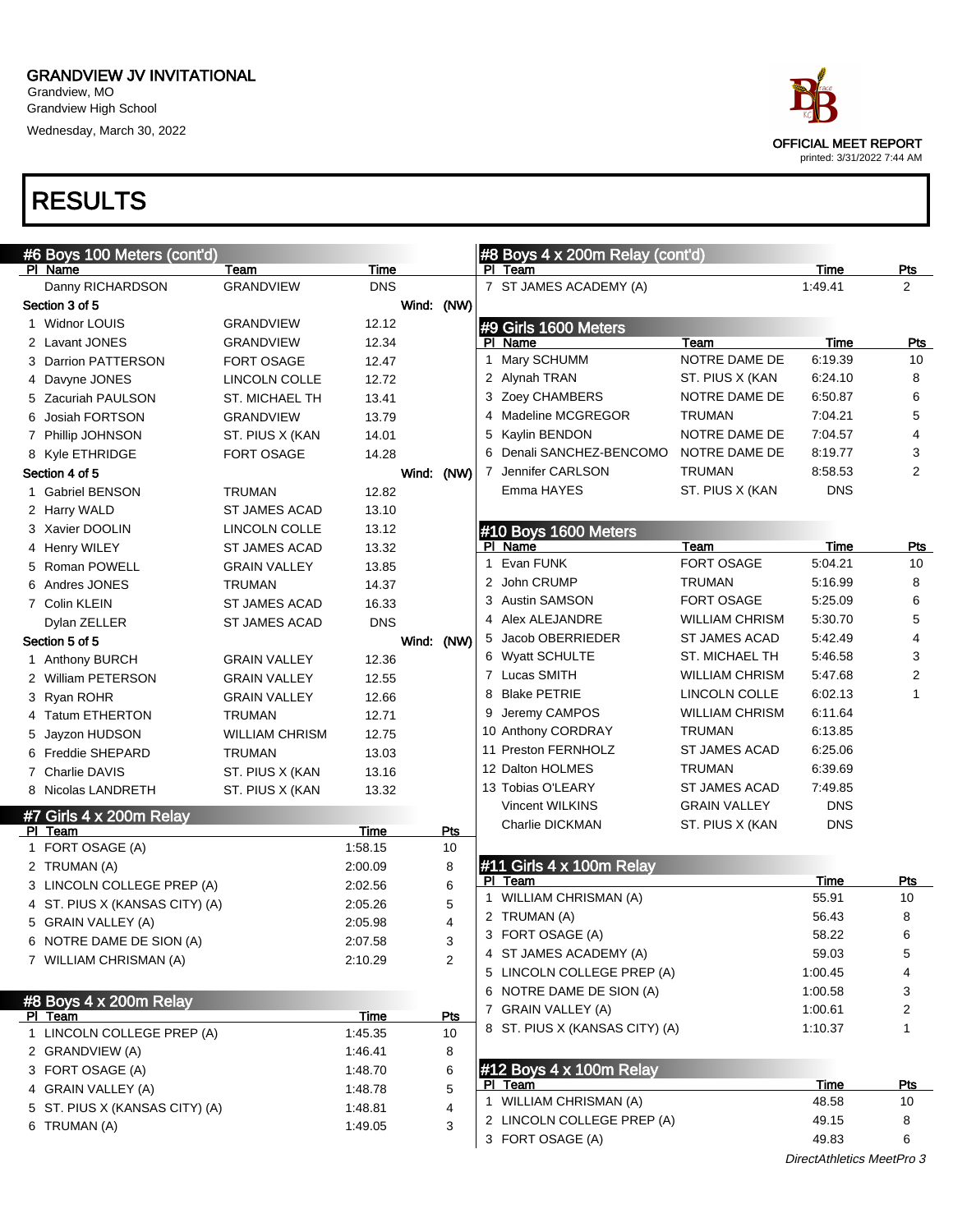# GRANDVIEW JV INVITATIONAL

Grandview, MO
Grandview High School
Wednesday, March 30, 2022

OFFICIAL MEET REPORT
printed: 3/31/2022 7:44 AM

# RESULTS

## #6 Boys 100 Meters (cont'd)

| Pl | Name | Team | Time |
|---|---|---|---|
| | Danny RICHARDSON | GRANDVIEW | DNS |

**Section 3 of 5** Wind: (NW)

| Pl | Name | Team | Time |
|---|---|---|---|
| 1 | Widnor LOUIS | GRANDVIEW | 12.12 |
| 2 | Lavant JONES | GRANDVIEW | 12.34 |
| 3 | Darrion PATTERSON | FORT OSAGE | 12.47 |
| 4 | Davyne JONES | LINCOLN COLLE | 12.72 |
| 5 | Zacuriah PAULSON | ST. MICHAEL TH | 13.41 |
| 6 | Josiah FORTSON | GRANDVIEW | 13.79 |
| 7 | Phillip JOHNSON | ST. PIUS X (KAN | 14.01 |
| 8 | Kyle ETHRIDGE | FORT OSAGE | 14.28 |

**Section 4 of 5** Wind: (NW)

| Pl | Name | Team | Time |
|---|---|---|---|
| 1 | Gabriel BENSON | TRUMAN | 12.82 |
| 2 | Harry WALD | ST JAMES ACAD | 13.10 |
| 3 | Xavier DOOLIN | LINCOLN COLLE | 13.12 |
| 4 | Henry WILEY | ST JAMES ACAD | 13.32 |
| 5 | Roman POWELL | GRAIN VALLEY | 13.85 |
| 6 | Andres JONES | TRUMAN | 14.37 |
| 7 | Colin KLEIN | ST JAMES ACAD | 16.33 |
| | Dylan ZELLER | ST JAMES ACAD | DNS |

**Section 5 of 5** Wind: (NW)

| Pl | Name | Team | Time |
|---|---|---|---|
| 1 | Anthony BURCH | GRAIN VALLEY | 12.36 |
| 2 | William PETERSON | GRAIN VALLEY | 12.55 |
| 3 | Ryan ROHR | GRAIN VALLEY | 12.66 |
| 4 | Tatum ETHERTON | TRUMAN | 12.71 |
| 5 | Jayzon HUDSON | WILLIAM CHRISM | 12.75 |
| 6 | Freddie SHEPARD | TRUMAN | 13.03 |
| 7 | Charlie DAVIS | ST. PIUS X (KAN | 13.16 |
| 8 | Nicolas LANDRETH | ST. PIUS X (KAN | 13.32 |

## #7 Girls 4 x 200m Relay

| Pl | Team | Time | Pts |
|---|---|---|---|
| 1 | FORT OSAGE (A) | 1:58.15 | 10 |
| 2 | TRUMAN (A) | 2:00.09 | 8 |
| 3 | LINCOLN COLLEGE PREP (A) | 2:02.56 | 6 |
| 4 | ST. PIUS X (KANSAS CITY) (A) | 2:05.26 | 5 |
| 5 | GRAIN VALLEY (A) | 2:05.98 | 4 |
| 6 | NOTRE DAME DE SION (A) | 2:07.58 | 3 |
| 7 | WILLIAM CHRISMAN (A) | 2:10.29 | 2 |

## #8 Boys 4 x 200m Relay

| Pl | Team | Time | Pts |
|---|---|---|---|
| 1 | LINCOLN COLLEGE PREP (A) | 1:45.35 | 10 |
| 2 | GRANDVIEW (A) | 1:46.41 | 8 |
| 3 | FORT OSAGE (A) | 1:48.70 | 6 |
| 4 | GRAIN VALLEY (A) | 1:48.78 | 5 |
| 5 | ST. PIUS X (KANSAS CITY) (A) | 1:48.81 | 4 |
| 6 | TRUMAN (A) | 1:49.05 | 3 |
| 7 | ST JAMES ACADEMY (A) | 1:49.41 | 2 |

## #9 Girls 1600 Meters

| Pl | Name | Team | Time | Pts |
|---|---|---|---|---|
| 1 | Mary SCHUMM | NOTRE DAME DE | 6:19.39 | 10 |
| 2 | Alynah TRAN | ST. PIUS X (KAN | 6:24.10 | 8 |
| 3 | Zoey CHAMBERS | NOTRE DAME DE | 6:50.87 | 6 |
| 4 | Madeline MCGREGOR | TRUMAN | 7:04.21 | 5 |
| 5 | Kaylin BENDON | NOTRE DAME DE | 7:04.57 | 4 |
| 6 | Denali SANCHEZ-BENCOMO | NOTRE DAME DE | 8:19.77 | 3 |
| 7 | Jennifer CARLSON | TRUMAN | 8:58.53 | 2 |
| | Emma HAYES | ST. PIUS X (KAN | DNS | |

## #10 Boys 1600 Meters

| Pl | Name | Team | Time | Pts |
|---|---|---|---|---|
| 1 | Evan FUNK | FORT OSAGE | 5:04.21 | 10 |
| 2 | John CRUMP | TRUMAN | 5:16.99 | 8 |
| 3 | Austin SAMSON | FORT OSAGE | 5:25.09 | 6 |
| 4 | Alex ALEJANDRE | WILLIAM CHRISM | 5:30.70 | 5 |
| 5 | Jacob OBERRIEDER | ST JAMES ACAD | 5:42.49 | 4 |
| 6 | Wyatt SCHULTE | ST. MICHAEL TH | 5:46.58 | 3 |
| 7 | Lucas SMITH | WILLIAM CHRISM | 5:47.68 | 2 |
| 8 | Blake PETRIE | LINCOLN COLLE | 6:02.13 | 1 |
| 9 | Jeremy CAMPOS | WILLIAM CHRISM | 6:11.64 | |
| 10 | Anthony CORDRAY | TRUMAN | 6:13.85 | |
| 11 | Preston FERNHOLZ | ST JAMES ACAD | 6:25.06 | |
| 12 | Dalton HOLMES | TRUMAN | 6:39.69 | |
| 13 | Tobias O'LEARY | ST JAMES ACAD | 7:49.85 | |
| | Vincent WILKINS | GRAIN VALLEY | DNS | |
| | Charlie DICKMAN | ST. PIUS X (KAN | DNS | |

## #11 Girls 4 x 100m Relay

| Pl | Team | Time | Pts |
|---|---|---|---|
| 1 | WILLIAM CHRISMAN (A) | 55.91 | 10 |
| 2 | TRUMAN (A) | 56.43 | 8 |
| 3 | FORT OSAGE (A) | 58.22 | 6 |
| 4 | ST JAMES ACADEMY (A) | 59.03 | 5 |
| 5 | LINCOLN COLLEGE PREP (A) | 1:00.45 | 4 |
| 6 | NOTRE DAME DE SION (A) | 1:00.58 | 3 |
| 7 | GRAIN VALLEY (A) | 1:00.61 | 2 |
| 8 | ST. PIUS X (KANSAS CITY) (A) | 1:10.37 | 1 |

## #12 Boys 4 x 100m Relay

| Pl | Team | Time | Pts |
|---|---|---|---|
| 1 | WILLIAM CHRISMAN (A) | 48.58 | 10 |
| 2 | LINCOLN COLLEGE PREP (A) | 49.15 | 8 |
| 3 | FORT OSAGE (A) | 49.83 | 6 |

*DirectAthletics MeetPro 3*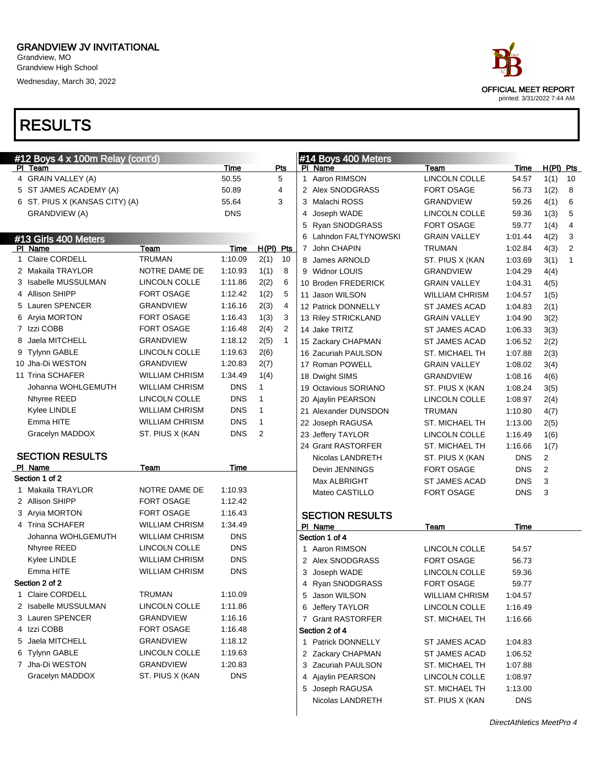# GRANDVIEW JV INVITATIONAL

Grandview, MO
Grandview High School
Wednesday, March 30, 2022

OFFICIAL MEET REPORT
printed: 3/31/2022 7:44 AM

# RESULTS

## #12 Boys 4 x 100m Relay (cont'd)

| Pl | Team | Time | Pts |
|---|---|---|---|
| 4 | GRAIN VALLEY (A) | 50.55 | 5 |
| 5 | ST JAMES ACADEMY (A) | 50.89 | 4 |
| 6 | ST. PIUS X (KANSAS CITY) (A) | 55.64 | 3 |
| | GRANDVIEW (A) | DNS | |

## #13 Girls 400 Meters

| Pl | Name | Team | Time | H(Pl) | Pts |
|---|---|---|---|---|---|
| 1 | Claire CORDELL | TRUMAN | 1:10.09 | 2(1) | 10 |
| 2 | Makaila TRAYLOR | NOTRE DAME DE | 1:10.93 | 1(1) | 8 |
| 3 | Isabelle MUSSULMAN | LINCOLN COLLE | 1:11.86 | 2(2) | 6 |
| 4 | Allison SHIPP | FORT OSAGE | 1:12.42 | 1(2) | 5 |
| 5 | Lauren SPENCER | GRANDVIEW | 1:16.16 | 2(3) | 4 |
| 6 | Aryia MORTON | FORT OSAGE | 1:16.43 | 1(3) | 3 |
| 7 | Izzi COBB | FORT OSAGE | 1:16.48 | 2(4) | 2 |
| 8 | Jaela MITCHELL | GRANDVIEW | 1:18.12 | 2(5) | 1 |
| 9 | Tylynn GABLE | LINCOLN COLLE | 1:19.63 | 2(6) | |
| 10 | Jha-Di WESTON | GRANDVIEW | 1:20.83 | 2(7) | |
| 11 | Trina SCHAFER | WILLIAM CHRISM | 1:34.49 | 1(4) | |
| | Johanna WOHLGEMUTH | WILLIAM CHRISM | DNS | 1 | |
| | Nhyree REED | LINCOLN COLLE | DNS | 1 | |
| | Kylee LINDLE | WILLIAM CHRISM | DNS | 1 | |
| | Emma HITE | WILLIAM CHRISM | DNS | 1 | |
| | Gracelyn MADDOX | ST. PIUS X (KAN | DNS | 2 | |

### SECTION RESULTS

| Pl | Name | Team | Time |
|---|---|---|---|
| **Section 1 of 2** | | | |
| 1 | Makaila TRAYLOR | NOTRE DAME DE | 1:10.93 |
| 2 | Allison SHIPP | FORT OSAGE | 1:12.42 |
| 3 | Aryia MORTON | FORT OSAGE | 1:16.43 |
| 4 | Trina SCHAFER | WILLIAM CHRISM | 1:34.49 |
| | Johanna WOHLGEMUTH | WILLIAM CHRISM | DNS |
| | Nhyree REED | LINCOLN COLLE | DNS |
| | Kylee LINDLE | WILLIAM CHRISM | DNS |
| | Emma HITE | WILLIAM CHRISM | DNS |
| **Section 2 of 2** | | | |
| 1 | Claire CORDELL | TRUMAN | 1:10.09 |
| 2 | Isabelle MUSSULMAN | LINCOLN COLLE | 1:11.86 |
| 3 | Lauren SPENCER | GRANDVIEW | 1:16.16 |
| 4 | Izzi COBB | FORT OSAGE | 1:16.48 |
| 5 | Jaela MITCHELL | GRANDVIEW | 1:18.12 |
| 6 | Tylynn GABLE | LINCOLN COLLE | 1:19.63 |
| 7 | Jha-Di WESTON | GRANDVIEW | 1:20.83 |
| | Gracelyn MADDOX | ST. PIUS X (KAN | DNS |

## #14 Boys 400 Meters

| Pl | Name | Team | Time | H(Pl) | Pts |
|---|---|---|---|---|---|
| 1 | Aaron RIMSON | LINCOLN COLLE | 54.57 | 1(1) | 10 |
| 2 | Alex SNODGRASS | FORT OSAGE | 56.73 | 1(2) | 8 |
| 3 | Malachi ROSS | GRANDVIEW | 59.26 | 4(1) | 6 |
| 4 | Joseph WADE | LINCOLN COLLE | 59.36 | 1(3) | 5 |
| 5 | Ryan SNODGRASS | FORT OSAGE | 59.77 | 1(4) | 4 |
| 6 | Lahndon FALTYNOWSKI | GRAIN VALLEY | 1:01.44 | 4(2) | 3 |
| 7 | John CHAPIN | TRUMAN | 1:02.84 | 4(3) | 2 |
| 8 | James ARNOLD | ST. PIUS X (KAN | 1:03.69 | 3(1) | 1 |
| 9 | Widnor LOUIS | GRANDVIEW | 1:04.29 | 4(4) | |
| 10 | Broden FREDERICK | GRAIN VALLEY | 1:04.31 | 4(5) | |
| 11 | Jason WILSON | WILLIAM CHRISM | 1:04.57 | 1(5) | |
| 12 | Patrick DONNELLY | ST JAMES ACAD | 1:04.83 | 2(1) | |
| 13 | Riley STRICKLAND | GRAIN VALLEY | 1:04.90 | 3(2) | |
| 14 | Jake TRITZ | ST JAMES ACAD | 1:06.33 | 3(3) | |
| 15 | Zackary CHAPMAN | ST JAMES ACAD | 1:06.52 | 2(2) | |
| 16 | Zacuriah PAULSON | ST. MICHAEL TH | 1:07.88 | 2(3) | |
| 17 | Roman POWELL | GRAIN VALLEY | 1:08.02 | 3(4) | |
| 18 | Dwight SIMS | GRANDVIEW | 1:08.16 | 4(6) | |
| 19 | Octavious SORIANO | ST. PIUS X (KAN | 1:08.24 | 3(5) | |
| 20 | Ajaylin PEARSON | LINCOLN COLLE | 1:08.97 | 2(4) | |
| 21 | Alexander DUNSDON | TRUMAN | 1:10.80 | 4(7) | |
| 22 | Joseph RAGUSA | ST. MICHAEL TH | 1:13.00 | 2(5) | |
| 23 | Jeffery TAYLOR | LINCOLN COLLE | 1:16.49 | 1(6) | |
| 24 | Grant RASTORFER | ST. MICHAEL TH | 1:16.66 | 1(7) | |
| | Nicolas LANDRETH | ST. PIUS X (KAN | DNS | 2 | |
| | Devin JENNINGS | FORT OSAGE | DNS | 2 | |
| | Max ALBRIGHT | ST JAMES ACAD | DNS | 3 | |
| | Mateo CASTILLO | FORT OSAGE | DNS | 3 | |

### SECTION RESULTS

| Pl | Name | Team | Time |
|---|---|---|---|
| **Section 1 of 4** | | | |
| 1 | Aaron RIMSON | LINCOLN COLLE | 54.57 |
| 2 | Alex SNODGRASS | FORT OSAGE | 56.73 |
| 3 | Joseph WADE | LINCOLN COLLE | 59.36 |
| 4 | Ryan SNODGRASS | FORT OSAGE | 59.77 |
| 5 | Jason WILSON | WILLIAM CHRISM | 1:04.57 |
| 6 | Jeffery TAYLOR | LINCOLN COLLE | 1:16.49 |
| 7 | Grant RASTORFER | ST. MICHAEL TH | 1:16.66 |
| **Section 2 of 4** | | | |
| 1 | Patrick DONNELLY | ST JAMES ACAD | 1:04.83 |
| 2 | Zackary CHAPMAN | ST JAMES ACAD | 1:06.52 |
| 3 | Zacuriah PAULSON | ST. MICHAEL TH | 1:07.88 |
| 4 | Ajaylin PEARSON | LINCOLN COLLE | 1:08.97 |
| 5 | Joseph RAGUSA | ST. MICHAEL TH | 1:13.00 |
| | Nicolas LANDRETH | ST. PIUS X (KAN | DNS |

DirectAthletics MeetPro 4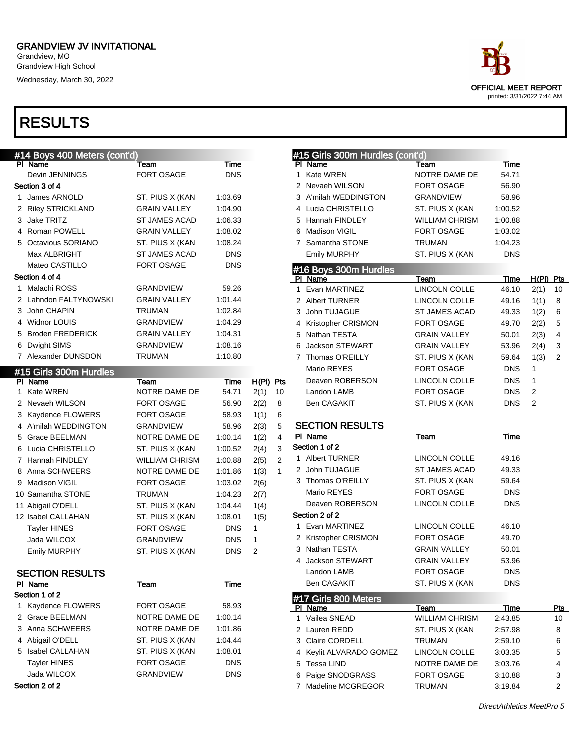GRANDVIEW JV INVITATIONAL
Grandview, MO
Grandview High School
Wednesday, March 30, 2022

OFFICIAL MEET REPORT
printed: 3/31/2022 7:44 AM

# RESULTS

## #14 Boys 400 Meters (cont'd)

| Pl | Name | Team | Time |
|---|---|---|---|
| | Devin JENNINGS | FORT OSAGE | DNS |
| **Section 3 of 4** | | | |
| 1 | James ARNOLD | ST. PIUS X (KAN | 1:03.69 |
| 2 | Riley STRICKLAND | GRAIN VALLEY | 1:04.90 |
| 3 | Jake TRITZ | ST JAMES ACAD | 1:06.33 |
| 4 | Roman POWELL | GRAIN VALLEY | 1:08.02 |
| 5 | Octavious SORIANO | ST. PIUS X (KAN | 1:08.24 |
| | Max ALBRIGHT | ST JAMES ACAD | DNS |
| | Mateo CASTILLO | FORT OSAGE | DNS |
| **Section 4 of 4** | | | |
| 1 | Malachi ROSS | GRANDVIEW | 59.26 |
| 2 | Lahndon FALTYNOWSKI | GRAIN VALLEY | 1:01.44 |
| 3 | John CHAPIN | TRUMAN | 1:02.84 |
| 4 | Widnor LOUIS | GRANDVIEW | 1:04.29 |
| 5 | Broden FREDERICK | GRAIN VALLEY | 1:04.31 |
| 6 | Dwight SIMS | GRANDVIEW | 1:08.16 |
| 7 | Alexander DUNSDON | TRUMAN | 1:10.80 |

## #15 Girls 300m Hurdles

| Pl | Name | Team | Time | H(Pl) | Pts |
|---|---|---|---|---|---|
| 1 | Kate WREN | NOTRE DAME DE | 54.71 | 2(1) | 10 |
| 2 | Nevaeh WILSON | FORT OSAGE | 56.90 | 2(2) | 8 |
| 3 | Kaydence FLOWERS | FORT OSAGE | 58.93 | 1(1) | 6 |
| 4 | A'milah WEDDINGTON | GRANDVIEW | 58.96 | 2(3) | 5 |
| 5 | Grace BEELMAN | NOTRE DAME DE | 1:00.14 | 1(2) | 4 |
| 6 | Lucia CHRISTELLO | ST. PIUS X (KAN | 1:00.52 | 2(4) | 3 |
| 7 | Hannah FINDLEY | WILLIAM CHRISM | 1:00.88 | 2(5) | 2 |
| 8 | Anna SCHWEERS | NOTRE DAME DE | 1:01.86 | 1(3) | 1 |
| 9 | Madison VIGIL | FORT OSAGE | 1:03.02 | 2(6) | |
| 10 | Samantha STONE | TRUMAN | 1:04.23 | 2(7) | |
| 11 | Abigail O'DELL | ST. PIUS X (KAN | 1:04.44 | 1(4) | |
| 12 | Isabel CALLAHAN | ST. PIUS X (KAN | 1:08.01 | 1(5) | |
| | Tayler HINES | FORT OSAGE | DNS | 1 | |
| | Jada WILCOX | GRANDVIEW | DNS | 1 | |
| | Emily MURPHY | ST. PIUS X (KAN | DNS | 2 | |

### SECTION RESULTS

| Pl | Name | Team | Time |
|---|---|---|---|
| **Section 1 of 2** | | | |
| 1 | Kaydence FLOWERS | FORT OSAGE | 58.93 |
| 2 | Grace BEELMAN | NOTRE DAME DE | 1:00.14 |
| 3 | Anna SCHWEERS | NOTRE DAME DE | 1:01.86 |
| 4 | Abigail O'DELL | ST. PIUS X (KAN | 1:04.44 |
| 5 | Isabel CALLAHAN | ST. PIUS X (KAN | 1:08.01 |
| | Tayler HINES | FORT OSAGE | DNS |
| | Jada WILCOX | GRANDVIEW | DNS |
| **Section 2 of 2** | | | |
| 1 | Kate WREN | NOTRE DAME DE | 54.71 |
| 2 | Nevaeh WILSON | FORT OSAGE | 56.90 |
| 3 | A'milah WEDDINGTON | GRANDVIEW | 58.96 |
| 4 | Lucia CHRISTELLO | ST. PIUS X (KAN | 1:00.52 |
| 5 | Hannah FINDLEY | WILLIAM CHRISM | 1:00.88 |
| 6 | Madison VIGIL | FORT OSAGE | 1:03.02 |
| 7 | Samantha STONE | TRUMAN | 1:04.23 |
| | Emily MURPHY | ST. PIUS X (KAN | DNS |

## #16 Boys 300m Hurdles

| Pl | Name | Team | Time | H(Pl) | Pts |
|---|---|---|---|---|---|
| 1 | Evan MARTINEZ | LINCOLN COLLE | 46.10 | 2(1) | 10 |
| 2 | Albert TURNER | LINCOLN COLLE | 49.16 | 1(1) | 8 |
| 3 | John TUJAGUE | ST JAMES ACAD | 49.33 | 1(2) | 6 |
| 4 | Kristopher CRISMON | FORT OSAGE | 49.70 | 2(2) | 5 |
| 5 | Nathan TESTA | GRAIN VALLEY | 50.01 | 2(3) | 4 |
| 6 | Jackson STEWART | GRAIN VALLEY | 53.96 | 2(4) | 3 |
| 7 | Thomas O'REILLY | ST. PIUS X (KAN | 59.64 | 1(3) | 2 |
| | Mario REYES | FORT OSAGE | DNS | 1 | |
| | Deaven ROBERSON | LINCOLN COLLE | DNS | 1 | |
| | Landon LAMB | FORT OSAGE | DNS | 2 | |
| | Ben CAGAKIT | ST. PIUS X (KAN | DNS | 2 | |

### SECTION RESULTS

| Pl | Name | Team | Time |
|---|---|---|---|
| **Section 1 of 2** | | | |
| 1 | Albert TURNER | LINCOLN COLLE | 49.16 |
| 2 | John TUJAGUE | ST JAMES ACAD | 49.33 |
| 3 | Thomas O'REILLY | ST. PIUS X (KAN | 59.64 |
| | Mario REYES | FORT OSAGE | DNS |
| | Deaven ROBERSON | LINCOLN COLLE | DNS |
| **Section 2 of 2** | | | |
| 1 | Evan MARTINEZ | LINCOLN COLLE | 46.10 |
| 2 | Kristopher CRISMON | FORT OSAGE | 49.70 |
| 3 | Nathan TESTA | GRAIN VALLEY | 50.01 |
| 4 | Jackson STEWART | GRAIN VALLEY | 53.96 |
| | Landon LAMB | FORT OSAGE | DNS |
| | Ben CAGAKIT | ST. PIUS X (KAN | DNS |

## #17 Girls 800 Meters

| Pl | Name | Team | Time | Pts |
|---|---|---|---|---|
| 1 | Vailea SNEAD | WILLIAM CHRISM | 2:43.85 | 10 |
| 2 | Lauren REDD | ST. PIUS X (KAN | 2:57.98 | 8 |
| 3 | Claire CORDELL | TRUMAN | 2:59.10 | 6 |
| 4 | Keylit ALVARADO GOMEZ | LINCOLN COLLE | 3:03.35 | 5 |
| 5 | Tessa LIND | NOTRE DAME DE | 3:03.76 | 4 |
| 6 | Paige SNODGRASS | FORT OSAGE | 3:10.88 | 3 |
| 7 | Madeline MCGREGOR | TRUMAN | 3:19.84 | 2 |

*DirectAthletics MeetPro 5*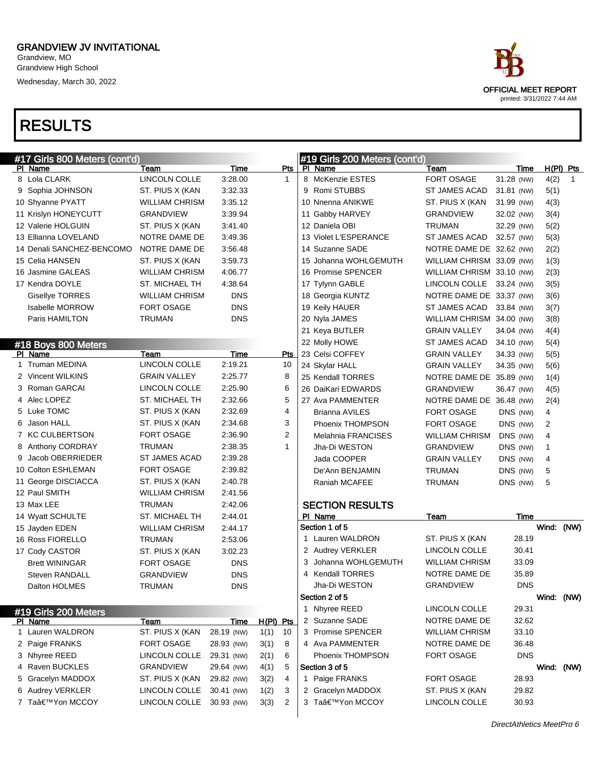GRANDVIEW JV INVITATIONAL
Grandview, MO
Grandview High School
Wednesday, March 30, 2022

OFFICIAL MEET REPORT
printed: 3/31/2022 7:44 AM

# RESULTS

## #17 Girls 800 Meters (cont'd)

| Pl | Name | Team | Time | Pts |
|---|---|---|---|---|
| 8 | Lola CLARK | LINCOLN COLLE | 3:28.00 | 1 |
| 9 | Sophia JOHNSON | ST. PIUS X (KAN | 3:32.33 | |
| 10 | Shyanne PYATT | WILLIAM CHRISM | 3:35.12 | |
| 11 | Krislyn HONEYCUTT | GRANDVIEW | 3:39.94 | |
| 12 | Valerie HOLGUIN | ST. PIUS X (KAN | 3:41.40 | |
| 13 | Ellianna LOVELAND | NOTRE DAME DE | 3:49.36 | |
| 14 | Denali SANCHEZ-BENCOMO | NOTRE DAME DE | 3:56.48 | |
| 15 | Celia HANSEN | ST. PIUS X (KAN | 3:59.73 | |
| 16 | Jasmine GALEAS | WILLIAM CHRISM | 4:06.77 | |
| 17 | Kendra DOYLE | ST. MICHAEL TH | 4:38.64 | |
| | Gisellye TORRES | WILLIAM CHRISM | DNS | |
| | Isabelle MORROW | FORT OSAGE | DNS | |
| | Paris HAMILTON | TRUMAN | DNS | |

## #18 Boys 800 Meters

| Pl | Name | Team | Time | Pts |
|---|---|---|---|---|
| 1 | Truman MEDINA | LINCOLN COLLE | 2:19.21 | 10 |
| 2 | Vincent WILKINS | GRAIN VALLEY | 2:25.77 | 8 |
| 3 | Roman GARCAI | LINCOLN COLLE | 2:25.90 | 6 |
| 4 | Alec LOPEZ | ST. MICHAEL TH | 2:32.66 | 5 |
| 5 | Luke TOMC | ST. PIUS X (KAN | 2:32.69 | 4 |
| 6 | Jason HALL | ST. PIUS X (KAN | 2:34.68 | 3 |
| 7 | KC CULBERTSON | FORT OSAGE | 2:36.90 | 2 |
| 8 | Anthony CORDRAY | TRUMAN | 2:38.35 | 1 |
| 9 | Jacob OBERRIEDER | ST JAMES ACAD | 2:39.28 | |
| 10 | Colton ESHLEMAN | FORT OSAGE | 2:39.82 | |
| 11 | George DISCIACCA | ST. PIUS X (KAN | 2:40.78 | |
| 12 | Paul SMITH | WILLIAM CHRISM | 2:41.56 | |
| 13 | Max LEE | TRUMAN | 2:42.06 | |
| 14 | Wyatt SCHULTE | ST. MICHAEL TH | 2:44.01 | |
| 15 | Jayden EDEN | WILLIAM CHRISM | 2:44.17 | |
| 16 | Ross FIORELLO | TRUMAN | 2:53.06 | |
| 17 | Cody CASTOR | ST. PIUS X (KAN | 3:02.23 | |
| | Brett WININGAR | FORT OSAGE | DNS | |
| | Steven RANDALL | GRANDVIEW | DNS | |
| | Dalton HOLMES | TRUMAN | DNS | |

## #19 Girls 200 Meters

| Pl | Name | Team | Time | | H(Pl) | Pts |
|---|---|---|---|---|---|---|
| 1 | Lauren WALDRON | ST. PIUS X (KAN | 28.19 | (NW) | 1(1) | 10 |
| 2 | Paige FRANKS | FORT OSAGE | 28.93 | (NW) | 3(1) | 8 |
| 3 | Nhyree REED | LINCOLN COLLE | 29.31 | (NW) | 2(1) | 6 |
| 4 | Raven BUCKLES | GRANDVIEW | 29.64 | (NW) | 4(1) | 5 |
| 5 | Gracelyn MADDOX | ST. PIUS X (KAN | 29.82 | (NW) | 3(2) | 4 |
| 6 | Audrey VERKLER | LINCOLN COLLE | 30.41 | (NW) | 1(2) | 3 |
| 7 | Taâ€™Yon MCCOY | LINCOLN COLLE | 30.93 | (NW) | 3(3) | 2 |
| 8 | McKenzie ESTES | FORT OSAGE | 31.28 | (NW) | 4(2) | 1 |
| 9 | Romi STUBBS | ST JAMES ACAD | 31.81 | (NW) | 5(1) | |
| 10 | Nnenna ANIKWE | ST. PIUS X (KAN | 31.99 | (NW) | 4(3) | |
| 11 | Gabby HARVEY | GRANDVIEW | 32.02 | (NW) | 3(4) | |
| 12 | Daniela OBI | TRUMAN | 32.29 | (NW) | 5(2) | |
| 13 | Violet L'ESPERANCE | ST JAMES ACAD | 32.57 | (NW) | 5(3) | |
| 14 | Suzanne SADE | NOTRE DAME DE | 32.62 | (NW) | 2(2) | |
| 15 | Johanna WOHLGEMUTH | WILLIAM CHRISM | 33.09 | (NW) | 1(3) | |
| 16 | Promise SPENCER | WILLIAM CHRISM | 33.10 | (NW) | 2(3) | |
| 17 | Tylynn GABLE | LINCOLN COLLE | 33.24 | (NW) | 3(5) | |
| 18 | Georgia KUNTZ | NOTRE DAME DE | 33.37 | (NW) | 3(6) | |
| 19 | Keily HAUER | ST JAMES ACAD | 33.84 | (NW) | 3(7) | |
| 20 | Nyla JAMES | WILLIAM CHRISM | 34.00 | (NW) | 3(8) | |
| 21 | Keya BUTLER | GRAIN VALLEY | 34.04 | (NW) | 4(4) | |
| 22 | Molly HOWE | ST JAMES ACAD | 34.10 | (NW) | 5(4) | |
| 23 | Celsi COFFEY | GRAIN VALLEY | 34.33 | (NW) | 5(5) | |
| 24 | Skylar HALL | GRAIN VALLEY | 34.35 | (NW) | 5(6) | |
| 25 | Kendall TORRES | NOTRE DAME DE | 35.89 | (NW) | 1(4) | |
| 26 | DaiKari EDWARDS | GRANDVIEW | 36.47 | (NW) | 4(5) | |
| 27 | Ava PAMMENTER | NOTRE DAME DE | 36.48 | (NW) | 2(4) | |
| | Brianna AVILES | FORT OSAGE | DNS | (NW) | 4 | |
| | Phoenix THOMPSON | FORT OSAGE | DNS | (NW) | 2 | |
| | Melahnia FRANCISES | WILLIAM CHRISM | DNS | (NW) | 4 | |
| | Jha-Di WESTON | GRANDVIEW | DNS | (NW) | 1 | |
| | Jada COOPER | GRAIN VALLEY | DNS | (NW) | 4 | |
| | De'Ann BENJAMIN | TRUMAN | DNS | (NW) | 5 | |
| | Raniah MCAFEE | TRUMAN | DNS | (NW) | 5 | |

### SECTION RESULTS

| Pl | Name | Team | Time |
|---|---|---|---|
| **Section 1 of 5** | | | Wind: (NW) |
| 1 | Lauren WALDRON | ST. PIUS X (KAN | 28.19 |
| 2 | Audrey VERKLER | LINCOLN COLLE | 30.41 |
| 3 | Johanna WOHLGEMUTH | WILLIAM CHRISM | 33.09 |
| 4 | Kendall TORRES | NOTRE DAME DE | 35.89 |
| | Jha-Di WESTON | GRANDVIEW | DNS |
| **Section 2 of 5** | | | Wind: (NW) |
| 1 | Nhyree REED | LINCOLN COLLE | 29.31 |
| 2 | Suzanne SADE | NOTRE DAME DE | 32.62 |
| 3 | Promise SPENCER | WILLIAM CHRISM | 33.10 |
| 4 | Ava PAMMENTER | NOTRE DAME DE | 36.48 |
| | Phoenix THOMPSON | FORT OSAGE | DNS |
| **Section 3 of 5** | | | Wind: (NW) |
| 1 | Paige FRANKS | FORT OSAGE | 28.93 |
| 2 | Gracelyn MADDOX | ST. PIUS X (KAN | 29.82 |
| 3 | Taâ€™Yon MCCOY | LINCOLN COLLE | 30.93 |

*DirectAthletics MeetPro 6*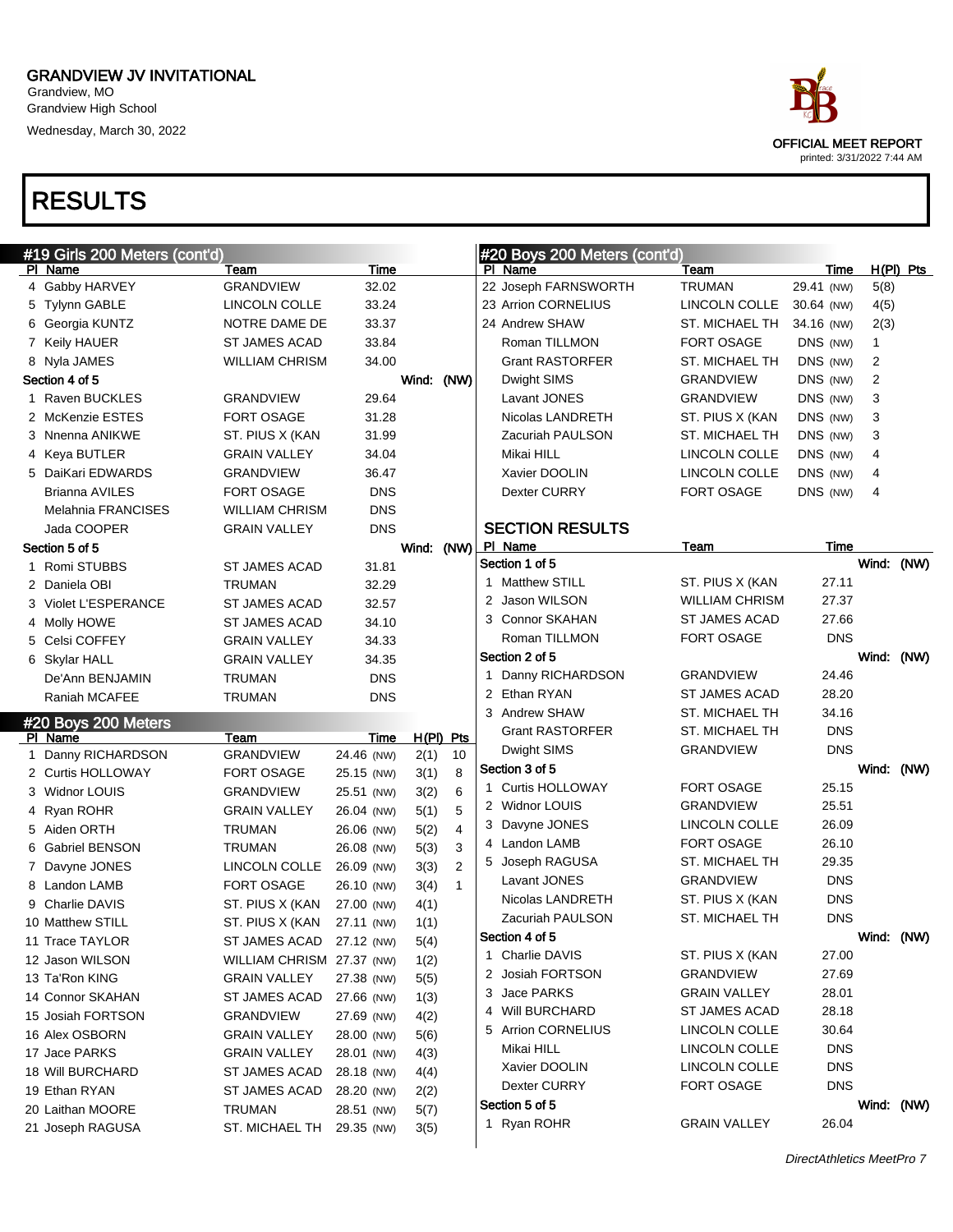# GRANDVIEW JV INVITATIONAL

Grandview, MO
Grandview High School
Wednesday, March 30, 2022

OFFICIAL MEET REPORT
printed: 3/31/2022 7:44 AM

# RESULTS

## #19 Girls 200 Meters (cont'd)

| Pl | Name | Team | Time |
|---|---|---|---|
| 4 | Gabby HARVEY | GRANDVIEW | 32.02 |
| 5 | Tylynn GABLE | LINCOLN COLLE | 33.24 |
| 6 | Georgia KUNTZ | NOTRE DAME DE | 33.37 |
| 7 | Keily HAUER | ST JAMES ACAD | 33.84 |
| 8 | Nyla JAMES | WILLIAM CHRISM | 34.00 |

Section 4 of 5 — Wind: (NW)

| Pl | Name | Team | Time |
|---|---|---|---|
| 1 | Raven BUCKLES | GRANDVIEW | 29.64 |
| 2 | McKenzie ESTES | FORT OSAGE | 31.28 |
| 3 | Nnenna ANIKWE | ST. PIUS X (KAN | 31.99 |
| 4 | Keya BUTLER | GRAIN VALLEY | 34.04 |
| 5 | DaiKari EDWARDS | GRANDVIEW | 36.47 |
| | Brianna AVILES | FORT OSAGE | DNS |
| | Melanhia FRANCISES | WILLIAM CHRISM | DNS |
| | Jada COOPER | GRAIN VALLEY | DNS |

Section 5 of 5 — Wind: (NW)

| Pl | Name | Team | Time |
|---|---|---|---|
| 1 | Romi STUBBS | ST JAMES ACAD | 31.81 |
| 2 | Daniela OBI | TRUMAN | 32.29 |
| 3 | Violet L'ESPERANCE | ST JAMES ACAD | 32.57 |
| 4 | Molly HOWE | ST JAMES ACAD | 34.10 |
| 5 | Celsi COFFEY | GRAIN VALLEY | 34.33 |
| 6 | Skylar HALL | GRAIN VALLEY | 34.35 |
| | De'Ann BENJAMIN | TRUMAN | DNS |
| | Raniah MCAFEE | TRUMAN | DNS |

## #20 Boys 200 Meters

| Pl | Name | Team | Time | H(Pl) | Pts |
|---|---|---|---|---|---|
| 1 | Danny RICHARDSON | GRANDVIEW | 24.46 (NW) | 2(1) | 10 |
| 2 | Curtis HOLLOWAY | FORT OSAGE | 25.15 (NW) | 3(1) | 8 |
| 3 | Widnor LOUIS | GRANDVIEW | 25.51 (NW) | 3(2) | 6 |
| 4 | Ryan ROHR | GRAIN VALLEY | 26.04 (NW) | 5(1) | 5 |
| 5 | Aiden ORTH | TRUMAN | 26.06 (NW) | 5(2) | 4 |
| 6 | Gabriel BENSON | TRUMAN | 26.08 (NW) | 5(3) | 3 |
| 7 | Davyne JONES | LINCOLN COLLE | 26.09 (NW) | 3(3) | 2 |
| 8 | Landon LAMB | FORT OSAGE | 26.10 (NW) | 3(4) | 1 |
| 9 | Charlie DAVIS | ST. PIUS X (KAN | 27.00 (NW) | 4(1) | |
| 10 | Matthew STILL | ST. PIUS X (KAN | 27.11 (NW) | 1(1) | |
| 11 | Trace TAYLOR | ST JAMES ACAD | 27.12 (NW) | 5(4) | |
| 12 | Jason WILSON | WILLIAM CHRISM | 27.37 (NW) | 1(2) | |
| 13 | Ta'Ron KING | GRAIN VALLEY | 27.38 (NW) | 5(5) | |
| 14 | Connor SKAHAN | ST JAMES ACAD | 27.66 (NW) | 1(3) | |
| 15 | Josiah FORTSON | GRANDVIEW | 27.69 (NW) | 4(2) | |
| 16 | Alex OSBORN | GRAIN VALLEY | 28.00 (NW) | 5(6) | |
| 17 | Jace PARKS | GRAIN VALLEY | 28.01 (NW) | 4(3) | |
| 18 | Will BURCHARD | ST JAMES ACAD | 28.18 (NW) | 4(4) | |
| 19 | Ethan RYAN | ST JAMES ACAD | 28.20 (NW) | 2(2) | |
| 20 | Laithan MOORE | TRUMAN | 28.51 (NW) | 5(7) | |
| 21 | Joseph RAGUSA | ST. MICHAEL TH | 29.35 (NW) | 3(5) | |
| 22 | Joseph FARNSWORTH | TRUMAN | 29.41 (NW) | 5(8) | |
| 23 | Arrion CORNELIUS | LINCOLN COLLE | 30.64 (NW) | 4(5) | |
| 24 | Andrew SHAW | ST. MICHAEL TH | 34.16 (NW) | 2(3) | |
| | Roman TILLMON | FORT OSAGE | DNS (NW) | 1 | |
| | Grant RASTORFER | ST. MICHAEL TH | DNS (NW) | 2 | |
| | Dwight SIMS | GRANDVIEW | DNS (NW) | 2 | |
| | Lavant JONES | GRANDVIEW | DNS (NW) | 3 | |
| | Nicolas LANDRETH | ST. PIUS X (KAN | DNS (NW) | 3 | |
| | Zacuriah PAULSON | ST. MICHAEL TH | DNS (NW) | 3 | |
| | Mikai HILL | LINCOLN COLLE | DNS (NW) | 4 | |
| | Xavier DOOLIN | LINCOLN COLLE | DNS (NW) | 4 | |
| | Dexter CURRY | FORT OSAGE | DNS (NW) | 4 | |

### SECTION RESULTS

Section 1 of 5 — Wind: (NW)

| Pl | Name | Team | Time |
|---|---|---|---|
| 1 | Matthew STILL | ST. PIUS X (KAN | 27.11 |
| 2 | Jason WILSON | WILLIAM CHRISM | 27.37 |
| 3 | Connor SKAHAN | ST JAMES ACAD | 27.66 |
| | Roman TILLMON | FORT OSAGE | DNS |

Section 2 of 5 — Wind: (NW)

| Pl | Name | Team | Time |
|---|---|---|---|
| 1 | Danny RICHARDSON | GRANDVIEW | 24.46 |
| 2 | Ethan RYAN | ST JAMES ACAD | 28.20 |
| 3 | Andrew SHAW | ST. MICHAEL TH | 34.16 |
| | Grant RASTORFER | ST. MICHAEL TH | DNS |
| | Dwight SIMS | GRANDVIEW | DNS |

Section 3 of 5 — Wind: (NW)

| Pl | Name | Team | Time |
|---|---|---|---|
| 1 | Curtis HOLLOWAY | FORT OSAGE | 25.15 |
| 2 | Widnor LOUIS | GRANDVIEW | 25.51 |
| 3 | Davyne JONES | LINCOLN COLLE | 26.09 |
| 4 | Landon LAMB | FORT OSAGE | 26.10 |
| 5 | Joseph RAGUSA | ST. MICHAEL TH | 29.35 |
| | Lavant JONES | GRANDVIEW | DNS |
| | Nicolas LANDRETH | ST. PIUS X (KAN | DNS |
| | Zacuriah PAULSON | ST. MICHAEL TH | DNS |

Section 4 of 5 — Wind: (NW)

| Pl | Name | Team | Time |
|---|---|---|---|
| 1 | Charlie DAVIS | ST. PIUS X (KAN | 27.00 |
| 2 | Josiah FORTSON | GRANDVIEW | 27.69 |
| 3 | Jace PARKS | GRAIN VALLEY | 28.01 |
| 4 | Will BURCHARD | ST JAMES ACAD | 28.18 |
| 5 | Arrion CORNELIUS | LINCOLN COLLE | 30.64 |
| | Mikai HILL | LINCOLN COLLE | DNS |
| | Xavier DOOLIN | LINCOLN COLLE | DNS |
| | Dexter CURRY | FORT OSAGE | DNS |

Section 5 of 5 — Wind: (NW)

| Pl | Name | Team | Time |
|---|---|---|---|
| 1 | Ryan ROHR | GRAIN VALLEY | 26.04 |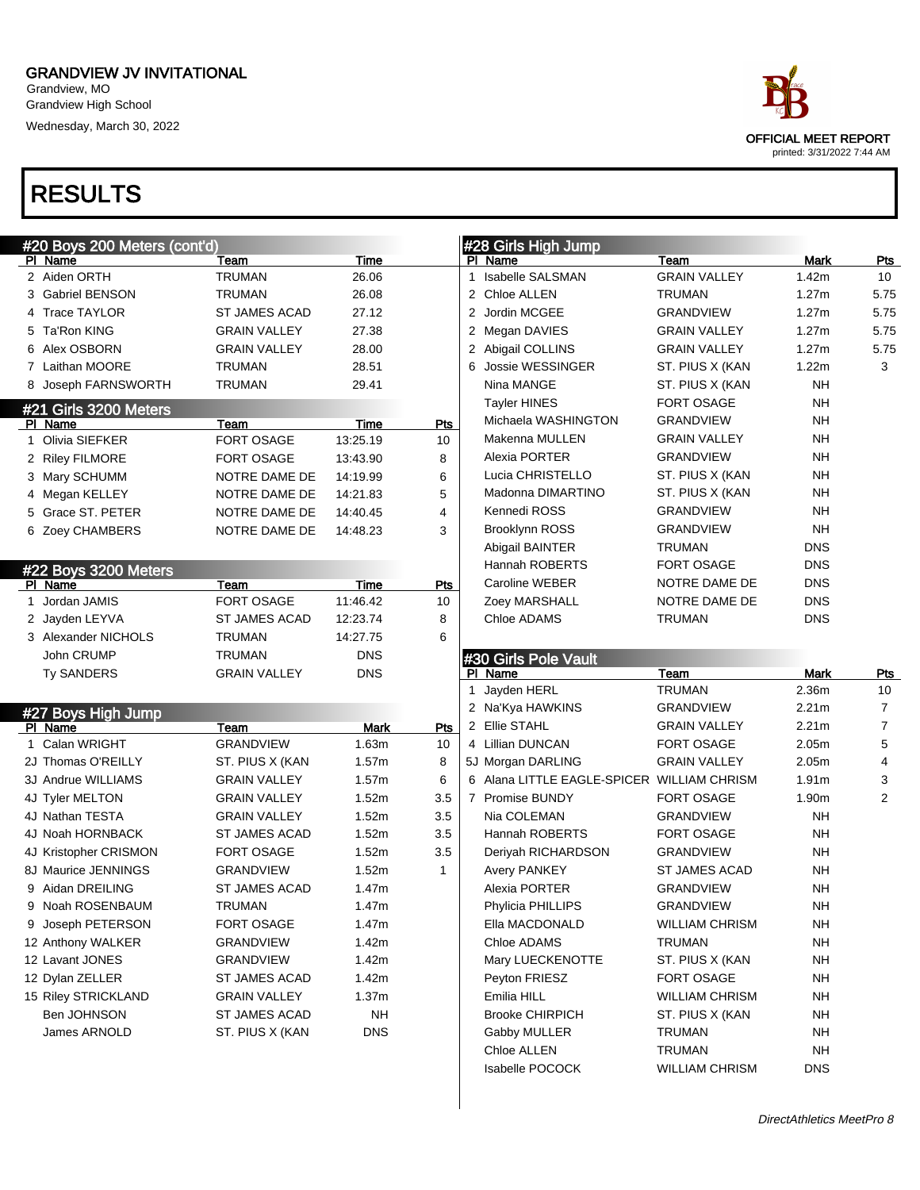GRANDVIEW JV INVITATIONAL
Grandview, MO
Grandview High School
Wednesday, March 30, 2022

OFFICIAL MEET REPORT
printed: 3/31/2022 7:44 AM

# RESULTS

## #20 Boys 200 Meters (cont'd)

| Pl | Name | Team | Time |
|---|---|---|---|
| 2 | Aiden ORTH | TRUMAN | 26.06 |
| 3 | Gabriel BENSON | TRUMAN | 26.08 |
| 4 | Trace TAYLOR | ST JAMES ACAD | 27.12 |
| 5 | Ta'Ron KING | GRAIN VALLEY | 27.38 |
| 6 | Alex OSBORN | GRAIN VALLEY | 28.00 |
| 7 | Laithan MOORE | TRUMAN | 28.51 |
| 8 | Joseph FARNSWORTH | TRUMAN | 29.41 |

## #21 Girls 3200 Meters

| Pl | Name | Team | Time | Pts |
|---|---|---|---|---|
| 1 | Olivia SIEFKER | FORT OSAGE | 13:25.19 | 10 |
| 2 | Riley FILMORE | FORT OSAGE | 13:43.90 | 8 |
| 3 | Mary SCHUMM | NOTRE DAME DE | 14:19.99 | 6 |
| 4 | Megan KELLEY | NOTRE DAME DE | 14:21.83 | 5 |
| 5 | Grace ST. PETER | NOTRE DAME DE | 14:40.45 | 4 |
| 6 | Zoey CHAMBERS | NOTRE DAME DE | 14:48.23 | 3 |

## #22 Boys 3200 Meters

| Pl | Name | Team | Time | Pts |
|---|---|---|---|---|
| 1 | Jordan JAMIS | FORT OSAGE | 11:46.42 | 10 |
| 2 | Jayden LEYVA | ST JAMES ACAD | 12:23.74 | 8 |
| 3 | Alexander NICHOLS | TRUMAN | 14:27.75 | 6 |
| | John CRUMP | TRUMAN | DNS | |
| | Ty SANDERS | GRAIN VALLEY | DNS | |

## #27 Boys High Jump

| Pl | Name | Team | Mark | Pts |
|---|---|---|---|---|
| 1 | Calan WRIGHT | GRANDVIEW | 1.63m | 10 |
| 2J | Thomas O'REILLY | ST. PIUS X (KAN | 1.57m | 8 |
| 3J | Andrue WILLIAMS | GRAIN VALLEY | 1.57m | 6 |
| 4J | Tyler MELTON | GRAIN VALLEY | 1.52m | 3.5 |
| 4J | Nathan TESTA | GRAIN VALLEY | 1.52m | 3.5 |
| 4J | Noah HORNBACK | ST JAMES ACAD | 1.52m | 3.5 |
| 4J | Kristopher CRISMON | FORT OSAGE | 1.52m | 3.5 |
| 8J | Maurice JENNINGS | GRANDVIEW | 1.52m | 1 |
| 9 | Aidan DREILING | ST JAMES ACAD | 1.47m | |
| 9 | Noah ROSENBAUM | TRUMAN | 1.47m | |
| 9 | Joseph PETERSON | FORT OSAGE | 1.47m | |
| 12 | Anthony WALKER | GRANDVIEW | 1.42m | |
| 12 | Lavant JONES | GRANDVIEW | 1.42m | |
| 12 | Dylan ZELLER | ST JAMES ACAD | 1.42m | |
| 15 | Riley STRICKLAND | GRAIN VALLEY | 1.37m | |
| | Ben JOHNSON | ST JAMES ACAD | NH | |
| | James ARNOLD | ST. PIUS X (KAN | DNS | |

## #28 Girls High Jump

| Pl | Name | Team | Mark | Pts |
|---|---|---|---|---|
| 1 | Isabelle SALSMAN | GRAIN VALLEY | 1.42m | 10 |
| 2 | Chloe ALLEN | TRUMAN | 1.27m | 5.75 |
| 2 | Jordin MCGEE | GRANDVIEW | 1.27m | 5.75 |
| 2 | Megan DAVIES | GRAIN VALLEY | 1.27m | 5.75 |
| 2 | Abigail COLLINS | GRAIN VALLEY | 1.27m | 5.75 |
| 6 | Jossie WESSINGER | ST. PIUS X (KAN | 1.22m | 3 |
| | Nina MANGE | ST. PIUS X (KAN | NH | |
| | Tayler HINES | FORT OSAGE | NH | |
| | Michaela WASHINGTON | GRANDVIEW | NH | |
| | Makenna MULLEN | GRAIN VALLEY | NH | |
| | Alexia PORTER | GRANDVIEW | NH | |
| | Lucia CHRISTELLO | ST. PIUS X (KAN | NH | |
| | Madonna DIMARTINO | ST. PIUS X (KAN | NH | |
| | Kennedi ROSS | GRANDVIEW | NH | |
| | Brooklynn ROSS | GRANDVIEW | NH | |
| | Abigail BAINTER | TRUMAN | DNS | |
| | Hannah ROBERTS | FORT OSAGE | DNS | |
| | Caroline WEBER | NOTRE DAME DE | DNS | |
| | Zoey MARSHALL | NOTRE DAME DE | DNS | |
| | Chloe ADAMS | TRUMAN | DNS | |

## #30 Girls Pole Vault

| Pl | Name | Team | Mark | Pts |
|---|---|---|---|---|
| 1 | Jayden HERL | TRUMAN | 2.36m | 10 |
| 2 | Na'Kya HAWKINS | GRANDVIEW | 2.21m | 7 |
| 2 | Ellie STAHL | GRAIN VALLEY | 2.21m | 7 |
| 4 | Lillian DUNCAN | FORT OSAGE | 2.05m | 5 |
| 5J | Morgan DARLING | GRAIN VALLEY | 2.05m | 4 |
| 6 | Alana LITTLE EAGLE-SPICER | WILLIAM CHRISM | 1.91m | 3 |
| 7 | Promise BUNDY | FORT OSAGE | 1.90m | 2 |
| | Nia COLEMAN | GRANDVIEW | NH | |
| | Hannah ROBERTS | FORT OSAGE | NH | |
| | Deriyah RICHARDSON | GRANDVIEW | NH | |
| | Avery PANKEY | ST JAMES ACAD | NH | |
| | Alexia PORTER | GRANDVIEW | NH | |
| | Phylicia PHILLIPS | GRANDVIEW | NH | |
| | Ella MACDONALD | WILLIAM CHRISM | NH | |
| | Chloe ADAMS | TRUMAN | NH | |
| | Mary LUECKENOTTE | ST. PIUS X (KAN | NH | |
| | Peyton FRIESZ | FORT OSAGE | NH | |
| | Emilia HILL | WILLIAM CHRISM | NH | |
| | Brooke CHIRPICH | ST. PIUS X (KAN | NH | |
| | Gabby MULLER | TRUMAN | NH | |
| | Chloe ALLEN | TRUMAN | NH | |
| | Isabelle POCOCK | WILLIAM CHRISM | DNS | |

*DirectAthletics MeetPro 8*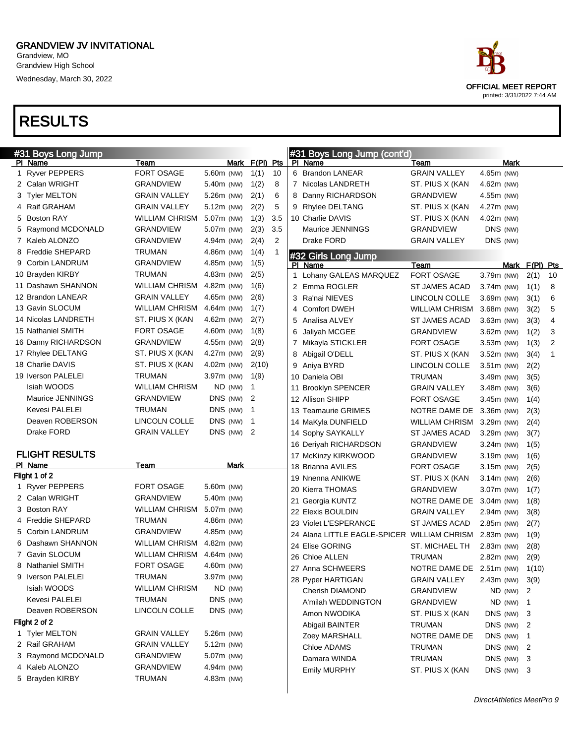# GRANDVIEW JV INVITATIONAL

Grandview, MO
Grandview High School
Wednesday, March 30, 2022

OFFICIAL MEET REPORT
printed: 3/31/2022 7:44 AM

# RESULTS

## #31 Boys Long Jump

| Pl | Name | Team | Mark | | F(Pl) | Pts |
|---|---|---|---|---|---|---|
| 1 | Ryver PEPPERS | FORT OSAGE | 5.60m | (NW) | 1(1) | 10 |
| 2 | Calan WRIGHT | GRANDVIEW | 5.40m | (NW) | 1(2) | 8 |
| 3 | Tyler MELTON | GRAIN VALLEY | 5.26m | (NW) | 2(1) | 6 |
| 4 | Raif GRAHAM | GRAIN VALLEY | 5.12m | (NW) | 2(2) | 5 |
| 5 | Boston RAY | WILLIAM CHRISM | 5.07m | (NW) | 1(3) | 3.5 |
| 5 | Raymond MCDONALD | GRANDVIEW | 5.07m | (NW) | 2(3) | 3.5 |
| 7 | Kaleb ALONZO | GRANDVIEW | 4.94m | (NW) | 2(4) | 2 |
| 8 | Freddie SHEPARD | TRUMAN | 4.86m | (NW) | 1(4) | 1 |
| 9 | Corbin LANDRUM | GRANDVIEW | 4.85m | (NW) | 1(5) | |
| 10 | Brayden KIRBY | TRUMAN | 4.83m | (NW) | 2(5) | |
| 11 | Dashawn SHANNON | WILLIAM CHRISM | 4.82m | (NW) | 1(6) | |
| 12 | Brandon LANEAR | GRAIN VALLEY | 4.65m | (NW) | 2(6) | |
| 13 | Gavin SLOCUM | WILLIAM CHRISM | 4.64m | (NW) | 1(7) | |
| 14 | Nicolas LANDRETH | ST. PIUS X (KAN | 4.62m | (NW) | 2(7) | |
| 15 | Nathaniel SMITH | FORT OSAGE | 4.60m | (NW) | 1(8) | |
| 16 | Danny RICHARDSON | GRANDVIEW | 4.55m | (NW) | 2(8) | |
| 17 | Rhylee DELTANG | ST. PIUS X (KAN | 4.27m | (NW) | 2(9) | |
| 18 | Charlie DAVIS | ST. PIUS X (KAN | 4.02m | (NW) | 2(10) | |
| 19 | Iverson PALELEI | TRUMAN | 3.97m | (NW) | 1(9) | |
| | Isiah WOODS | WILLIAM CHRISM | ND | (NW) | 1 | |
| | Maurice JENNINGS | GRANDVIEW | DNS | (NW) | 2 | |
| | Kevesi PALELEI | TRUMAN | DNS | (NW) | 1 | |
| | Deaven ROBERSON | LINCOLN COLLE | DNS | (NW) | 1 | |
| | Drake FORD | GRAIN VALLEY | DNS | (NW) | 2 | |

### FLIGHT RESULTS

| Pl | Name | Team | Mark | |
|---|---|---|---|---|
| **Flight 1 of 2** | | | | |
| 1 | Ryver PEPPERS | FORT OSAGE | 5.60m | (NW) |
| 2 | Calan WRIGHT | GRANDVIEW | 5.40m | (NW) |
| 3 | Boston RAY | WILLIAM CHRISM | 5.07m | (NW) |
| 4 | Freddie SHEPARD | TRUMAN | 4.86m | (NW) |
| 5 | Corbin LANDRUM | GRANDVIEW | 4.85m | (NW) |
| 6 | Dashawn SHANNON | WILLIAM CHRISM | 4.82m | (NW) |
| 7 | Gavin SLOCUM | WILLIAM CHRISM | 4.64m | (NW) |
| 8 | Nathaniel SMITH | FORT OSAGE | 4.60m | (NW) |
| 9 | Iverson PALELEI | TRUMAN | 3.97m | (NW) |
| | Isiah WOODS | WILLIAM CHRISM | ND | (NW) |
| | Kevesi PALELEI | TRUMAN | DNS | (NW) |
| | Deaven ROBERSON | LINCOLN COLLE | DNS | (NW) |
| **Flight 2 of 2** | | | | |
| 1 | Tyler MELTON | GRAIN VALLEY | 5.26m | (NW) |
| 2 | Raif GRAHAM | GRAIN VALLEY | 5.12m | (NW) |
| 3 | Raymond MCDONALD | GRANDVIEW | 5.07m | (NW) |
| 4 | Kaleb ALONZO | GRANDVIEW | 4.94m | (NW) |
| 5 | Brayden KIRBY | TRUMAN | 4.83m | (NW) |
| 6 | Brandon LANEAR | GRAIN VALLEY | 4.65m | (NW) |
| 7 | Nicolas LANDRETH | ST. PIUS X (KAN | 4.62m | (NW) |
| 8 | Danny RICHARDSON | GRANDVIEW | 4.55m | (NW) |
| 9 | Rhylee DELTANG | ST. PIUS X (KAN | 4.27m | (NW) |
| 10 | Charlie DAVIS | ST. PIUS X (KAN | 4.02m | (NW) |
| | Maurice JENNINGS | GRANDVIEW | DNS | (NW) |
| | Drake FORD | GRAIN VALLEY | DNS | (NW) |

## #32 Girls Long Jump

| Pl | Name | Team | Mark | | F(Pl) | Pts |
|---|---|---|---|---|---|---|
| 1 | Lohany GALEAS MARQUEZ | FORT OSAGE | 3.79m | (NW) | 2(1) | 10 |
| 2 | Emma ROGLER | ST JAMES ACAD | 3.74m | (NW) | 1(1) | 8 |
| 3 | Ra'nai NIEVES | LINCOLN COLLE | 3.69m | (NW) | 3(1) | 6 |
| 4 | Comfort DWEH | WILLIAM CHRISM | 3.68m | (NW) | 3(2) | 5 |
| 5 | Analisa ALVEY | ST JAMES ACAD | 3.63m | (NW) | 3(3) | 4 |
| 6 | Jaliyah MCGEE | GRANDVIEW | 3.62m | (NW) | 1(2) | 3 |
| 7 | Mikayla STICKLER | FORT OSAGE | 3.53m | (NW) | 1(3) | 2 |
| 8 | Abigail O'DELL | ST. PIUS X (KAN | 3.52m | (NW) | 3(4) | 1 |
| 9 | Aniya BYRD | LINCOLN COLLE | 3.51m | (NW) | 2(2) | |
| 10 | Daniela OBI | TRUMAN | 3.49m | (NW) | 3(5) | |
| 11 | Brooklyn SPENCER | GRAIN VALLEY | 3.48m | (NW) | 3(6) | |
| 12 | Allison SHIPP | FORT OSAGE | 3.45m | (NW) | 1(4) | |
| 13 | Teamaurie GRIMES | NOTRE DAME DE | 3.36m | (NW) | 2(3) | |
| 14 | MaKyla DUNFIELD | WILLIAM CHRISM | 3.29m | (NW) | 2(4) | |
| 14 | Sophy SAYKALLY | ST JAMES ACAD | 3.29m | (NW) | 3(7) | |
| 16 | Deriyah RICHARDSON | GRANDVIEW | 3.24m | (NW) | 1(5) | |
| 17 | McKinzy KIRKWOOD | GRANDVIEW | 3.19m | (NW) | 1(6) | |
| 18 | Brianna AVILES | FORT OSAGE | 3.15m | (NW) | 2(5) | |
| 19 | Nnenna ANIKWE | ST. PIUS X (KAN | 3.14m | (NW) | 2(6) | |
| 20 | Kierra THOMAS | GRANDVIEW | 3.07m | (NW) | 1(7) | |
| 21 | Georgia KUNTZ | NOTRE DAME DE | 3.04m | (NW) | 1(8) | |
| 22 | Elexis BOULDIN | GRAIN VALLEY | 2.94m | (NW) | 3(8) | |
| 23 | Violet L'ESPERANCE | ST JAMES ACAD | 2.85m | (NW) | 2(7) | |
| 24 | Alana LITTLE EAGLE-SPICER | WILLIAM CHRISM | 2.83m | (NW) | 1(9) | |
| 24 | Elise GORING | ST. MICHAEL TH | 2.83m | (NW) | 2(8) | |
| 26 | Chloe ALLEN | TRUMAN | 2.82m | (NW) | 2(9) | |
| 27 | Anna SCHWEERS | NOTRE DAME DE | 2.51m | (NW) | 1(10) | |
| 28 | Pyper HARTIGAN | GRAIN VALLEY | 2.43m | (NW) | 3(9) | |
| | Cherish DIAMOND | GRANDVIEW | ND | (NW) | 2 | |
| | A'milah WEDDINGTON | GRANDVIEW | ND | (NW) | 1 | |
| | Amon NWODIKA | ST. PIUS X (KAN | DNS | (NW) | 3 | |
| | Abigail BAINTER | TRUMAN | DNS | (NW) | 2 | |
| | Zoey MARSHALL | NOTRE DAME DE | DNS | (NW) | 1 | |
| | Chloe ADAMS | TRUMAN | DNS | (NW) | 2 | |
| | Damara WINDA | TRUMAN | DNS | (NW) | 3 | |
| | Emily MURPHY | ST. PIUS X (KAN | DNS | (NW) | 3 | |

DirectAthletics MeetPro 9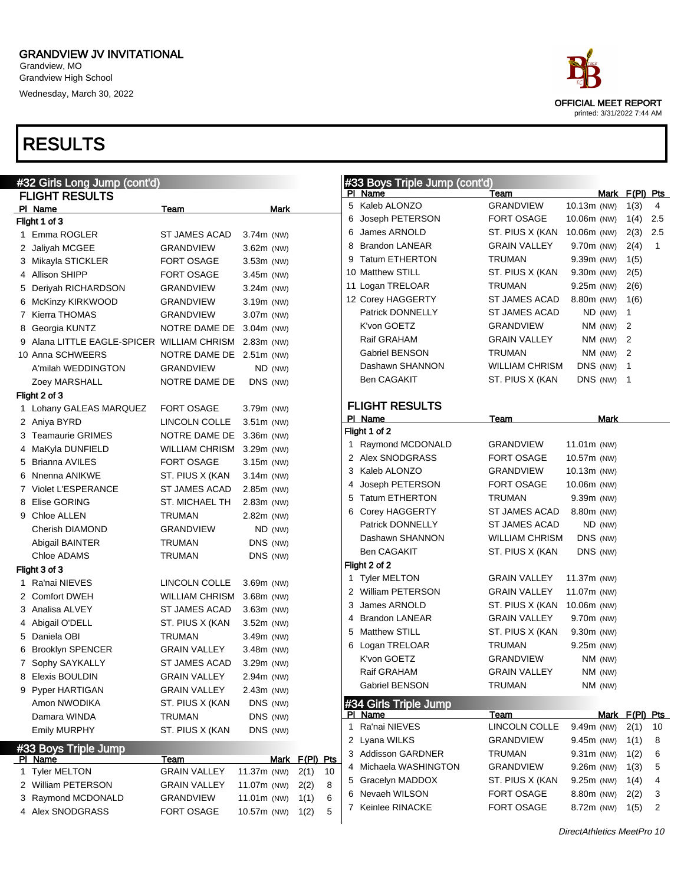# GRANDVIEW JV INVITATIONAL

Grandview, MO
Grandview High School
Wednesday, March 30, 2022

OFFICIAL MEET REPORT
printed: 3/31/2022 7:44 AM

# RESULTS

## #32 Girls Long Jump (cont'd)

### FLIGHT RESULTS

| Pl | Name | Team | Mark |
|---|---|---|---|
| **Flight 1 of 3** | | | |
| 1 | Emma ROGLER | ST JAMES ACAD | 3.74m (NW) |
| 2 | Jaliyah MCGEE | GRANDVIEW | 3.62m (NW) |
| 3 | Mikayla STICKLER | FORT OSAGE | 3.53m (NW) |
| 4 | Allison SHIPP | FORT OSAGE | 3.45m (NW) |
| 5 | Deriyah RICHARDSON | GRANDVIEW | 3.24m (NW) |
| 6 | McKinzy KIRKWOOD | GRANDVIEW | 3.19m (NW) |
| 7 | Kierra THOMAS | GRANDVIEW | 3.07m (NW) |
| 8 | Georgia KUNTZ | NOTRE DAME DE | 3.04m (NW) |
| 9 | Alana LITTLE EAGLE-SPICER | WILLIAM CHRISM | 2.83m (NW) |
| 10 | Anna SCHWEERS | NOTRE DAME DE | 2.51m (NW) |
| | A'milah WEDDINGTON | GRANDVIEW | ND (NW) |
| | Zoey MARSHALL | NOTRE DAME DE | DNS (NW) |
| **Flight 2 of 3** | | | |
| 1 | Lohany GALEAS MARQUEZ | FORT OSAGE | 3.79m (NW) |
| 2 | Aniya BYRD | LINCOLN COLLE | 3.51m (NW) |
| 3 | Teamaurie GRIMES | NOTRE DAME DE | 3.36m (NW) |
| 4 | MaKyla DUNFIELD | WILLIAM CHRISM | 3.29m (NW) |
| 5 | Brianna AVILES | FORT OSAGE | 3.15m (NW) |
| 6 | Nnenna ANIKWE | ST. PIUS X (KAN | 3.14m (NW) |
| 7 | Violet L'ESPERANCE | ST JAMES ACAD | 2.85m (NW) |
| 8 | Elise GORING | ST. MICHAEL TH | 2.83m (NW) |
| 9 | Chloe ALLEN | TRUMAN | 2.82m (NW) |
| | Cherish DIAMOND | GRANDVIEW | ND (NW) |
| | Abigail BAINTER | TRUMAN | DNS (NW) |
| | Chloe ADAMS | TRUMAN | DNS (NW) |
| **Flight 3 of 3** | | | |
| 1 | Ra'nai NIEVES | LINCOLN COLLE | 3.69m (NW) |
| 2 | Comfort DWEH | WILLIAM CHRISM | 3.68m (NW) |
| 3 | Analisa ALVEY | ST JAMES ACAD | 3.63m (NW) |
| 4 | Abigail O'DELL | ST. PIUS X (KAN | 3.52m (NW) |
| 5 | Daniela OBI | TRUMAN | 3.49m (NW) |
| 6 | Brooklyn SPENCER | GRAIN VALLEY | 3.48m (NW) |
| 7 | Sophy SAYKALLY | ST JAMES ACAD | 3.29m (NW) |
| 8 | Elexis BOULDIN | GRAIN VALLEY | 2.94m (NW) |
| 9 | Pyper HARTIGAN | GRAIN VALLEY | 2.43m (NW) |
| | Amon NWODIKA | ST. PIUS X (KAN | DNS (NW) |
| | Damara WINDA | TRUMAN | DNS (NW) |
| | Emily MURPHY | ST. PIUS X (KAN | DNS (NW) |

## #33 Boys Triple Jump

| Pl | Name | Team | Mark | F(Pl) | Pts |
|---|---|---|---|---|---|
| 1 | Tyler MELTON | GRAIN VALLEY | 11.37m (NW) | 2(1) | 10 |
| 2 | William PETERSON | GRAIN VALLEY | 11.07m (NW) | 2(2) | 8 |
| 3 | Raymond MCDONALD | GRANDVIEW | 11.01m (NW) | 1(1) | 6 |
| 4 | Alex SNODGRASS | FORT OSAGE | 10.57m (NW) | 1(2) | 5 |
| 5 | Kaleb ALONZO | GRANDVIEW | 10.13m (NW) | 1(3) | 4 |
| 6 | Joseph PETERSON | FORT OSAGE | 10.06m (NW) | 1(4) | 2.5 |
| 6 | James ARNOLD | ST. PIUS X (KAN | 10.06m (NW) | 2(3) | 2.5 |
| 8 | Brandon LANEAR | GRAIN VALLEY | 9.70m (NW) | 2(4) | 1 |
| 9 | Tatum ETHERTON | TRUMAN | 9.39m (NW) | 1(5) | |
| 10 | Matthew STILL | ST. PIUS X (KAN | 9.30m (NW) | 2(5) | |
| 11 | Logan TRELOAR | TRUMAN | 9.25m (NW) | 2(6) | |
| 12 | Corey HAGGERTY | ST JAMES ACAD | 8.80m (NW) | 1(6) | |
| | Patrick DONNELLY | ST JAMES ACAD | ND (NW) | 1 | |
| | K'von GOETZ | GRANDVIEW | NM (NW) | 2 | |
| | Raif GRAHAM | GRAIN VALLEY | NM (NW) | 2 | |
| | Gabriel BENSON | TRUMAN | NM (NW) | 2 | |
| | Dashawn SHANNON | WILLIAM CHRISM | DNS (NW) | 1 | |
| | Ben CAGAKIT | ST. PIUS X (KAN | DNS (NW) | 1 | |

### FLIGHT RESULTS

| Pl | Name | Team | Mark |
|---|---|---|---|
| **Flight 1 of 2** | | | |
| 1 | Raymond MCDONALD | GRANDVIEW | 11.01m (NW) |
| 2 | Alex SNODGRASS | FORT OSAGE | 10.57m (NW) |
| 3 | Kaleb ALONZO | GRANDVIEW | 10.13m (NW) |
| 4 | Joseph PETERSON | FORT OSAGE | 10.06m (NW) |
| 5 | Tatum ETHERTON | TRUMAN | 9.39m (NW) |
| 6 | Corey HAGGERTY | ST JAMES ACAD | 8.80m (NW) |
| | Patrick DONNELLY | ST JAMES ACAD | ND (NW) |
| | Dashawn SHANNON | WILLIAM CHRISM | DNS (NW) |
| | Ben CAGAKIT | ST. PIUS X (KAN | DNS (NW) |
| **Flight 2 of 2** | | | |
| 1 | Tyler MELTON | GRAIN VALLEY | 11.37m (NW) |
| 2 | William PETERSON | GRAIN VALLEY | 11.07m (NW) |
| 3 | James ARNOLD | ST. PIUS X (KAN | 10.06m (NW) |
| 4 | Brandon LANEAR | GRAIN VALLEY | 9.70m (NW) |
| 5 | Matthew STILL | ST. PIUS X (KAN | 9.30m (NW) |
| 6 | Logan TRELOAR | TRUMAN | 9.25m (NW) |
| | K'von GOETZ | GRANDVIEW | NM (NW) |
| | Raif GRAHAM | GRAIN VALLEY | NM (NW) |
| | Gabriel BENSON | TRUMAN | NM (NW) |

## #34 Girls Triple Jump

| Pl | Name | Team | Mark | F(Pl) | Pts |
|---|---|---|---|---|---|
| 1 | Ra'nai NIEVES | LINCOLN COLLE | 9.49m (NW) | 2(1) | 10 |
| 2 | Lyana WILKS | GRANDVIEW | 9.45m (NW) | 1(1) | 8 |
| 3 | Addisson GARDNER | TRUMAN | 9.31m (NW) | 1(2) | 6 |
| 4 | Michaela WASHINGTON | GRANDVIEW | 9.26m (NW) | 1(3) | 5 |
| 5 | Gracelyn MADDOX | ST. PIUS X (KAN | 9.25m (NW) | 1(4) | 4 |
| 6 | Nevaeh WILSON | FORT OSAGE | 8.80m (NW) | 2(2) | 3 |
| 7 | Keinlee RINACKE | FORT OSAGE | 8.72m (NW) | 1(5) | 2 |

DirectAthletics MeetPro 10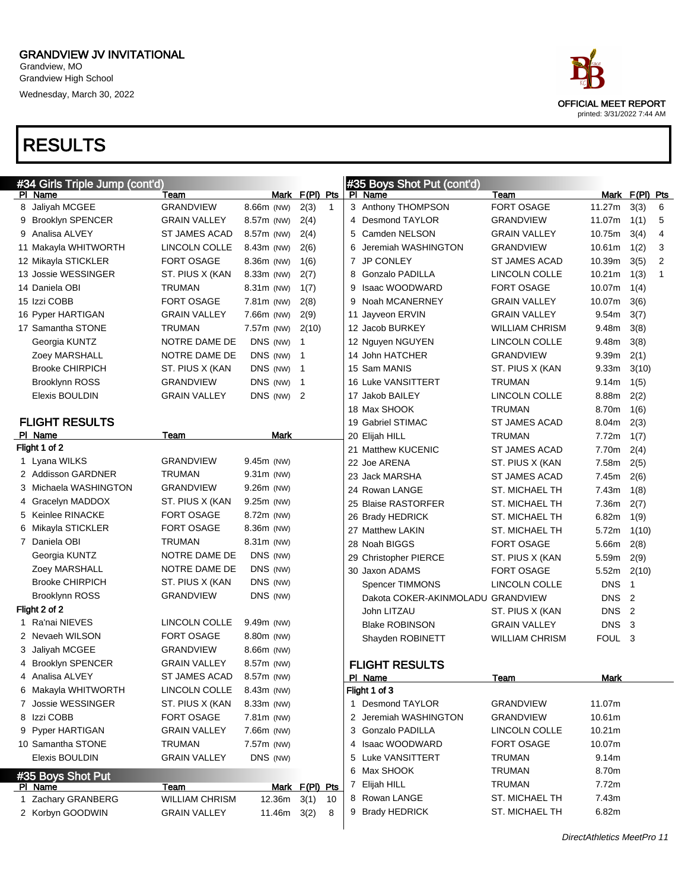# GRANDVIEW JV INVITATIONAL

Grandview, MO
Grandview High School
Wednesday, March 30, 2022

OFFICIAL MEET REPORT
printed: 3/31/2022 7:44 AM

# RESULTS

## #34 Girls Triple Jump (cont'd)

| Pl | Name | Team | Mark | | F(Pl) | Pts |
|---|---|---|---|---|---|---|
| 8 | Jaliyah MCGEE | GRANDVIEW | 8.66m | (NW) | 2(3) | 1 |
| 9 | Brooklyn SPENCER | GRAIN VALLEY | 8.57m | (NW) | 2(4) | |
| 9 | Analisa ALVEY | ST JAMES ACAD | 8.57m | (NW) | 2(4) | |
| 11 | Makayla WHITWORTH | LINCOLN COLLE | 8.43m | (NW) | 2(6) | |
| 12 | Mikayla STICKLER | FORT OSAGE | 8.36m | (NW) | 1(6) | |
| 13 | Jossie WESSINGER | ST. PIUS X (KAN | 8.33m | (NW) | 2(7) | |
| 14 | Daniela OBI | TRUMAN | 8.31m | (NW) | 1(7) | |
| 15 | Izzi COBB | FORT OSAGE | 7.81m | (NW) | 2(8) | |
| 16 | Pyper HARTIGAN | GRAIN VALLEY | 7.66m | (NW) | 2(9) | |
| 17 | Samantha STONE | TRUMAN | 7.57m | (NW) | 2(10) | |
| | Georgia KUNTZ | NOTRE DAME DE | DNS | (NW) | 1 | |
| | Zoey MARSHALL | NOTRE DAME DE | DNS | (NW) | 1 | |
| | Brooke CHIRPICH | ST. PIUS X (KAN | DNS | (NW) | 1 | |
| | Brooklynn ROSS | GRANDVIEW | DNS | (NW) | 1 | |
| | Elexis BOULDIN | GRAIN VALLEY | DNS | (NW) | 2 | |

### FLIGHT RESULTS

| Pl | Name | Team | Mark | |
|---|---|---|---|---|
| **Flight 1 of 2** | | | | |
| 1 | Lyana WILKS | GRANDVIEW | 9.45m | (NW) |
| 2 | Addisson GARDNER | TRUMAN | 9.31m | (NW) |
| 3 | Michaela WASHINGTON | GRANDVIEW | 9.26m | (NW) |
| 4 | Gracelyn MADDOX | ST. PIUS X (KAN | 9.25m | (NW) |
| 5 | Keinlee RINACKE | FORT OSAGE | 8.72m | (NW) |
| 6 | Mikayla STICKLER | FORT OSAGE | 8.36m | (NW) |
| 7 | Daniela OBI | TRUMAN | 8.31m | (NW) |
| | Georgia KUNTZ | NOTRE DAME DE | DNS | (NW) |
| | Zoey MARSHALL | NOTRE DAME DE | DNS | (NW) |
| | Brooke CHIRPICH | ST. PIUS X (KAN | DNS | (NW) |
| | Brooklynn ROSS | GRANDVIEW | DNS | (NW) |
| **Flight 2 of 2** | | | | |
| 1 | Ra'nai NIEVES | LINCOLN COLLE | 9.49m | (NW) |
| 2 | Nevaeh WILSON | FORT OSAGE | 8.80m | (NW) |
| 3 | Jaliyah MCGEE | GRANDVIEW | 8.66m | (NW) |
| 4 | Brooklyn SPENCER | GRAIN VALLEY | 8.57m | (NW) |
| 4 | Analisa ALVEY | ST JAMES ACAD | 8.57m | (NW) |
| 6 | Makayla WHITWORTH | LINCOLN COLLE | 8.43m | (NW) |
| 7 | Jossie WESSINGER | ST. PIUS X (KAN | 8.33m | (NW) |
| 8 | Izzi COBB | FORT OSAGE | 7.81m | (NW) |
| 9 | Pyper HARTIGAN | GRAIN VALLEY | 7.66m | (NW) |
| 10 | Samantha STONE | TRUMAN | 7.57m | (NW) |
| | Elexis BOULDIN | GRAIN VALLEY | DNS | (NW) |

## #35 Boys Shot Put

| Pl | Name | Team | Mark | F(Pl) | Pts |
|---|---|---|---|---|---|
| 1 | Zachary GRANBERG | WILLIAM CHRISM | 12.36m | 3(1) | 10 |
| 2 | Korbyn GOODWIN | GRAIN VALLEY | 11.46m | 3(2) | 8 |
| 3 | Anthony THOMPSON | FORT OSAGE | 11.27m | 3(3) | 6 |
| 4 | Desmond TAYLOR | GRANDVIEW | 11.07m | 1(1) | 5 |
| 5 | Camden NELSON | GRAIN VALLEY | 10.75m | 3(4) | 4 |
| 6 | Jeremiah WASHINGTON | GRANDVIEW | 10.61m | 1(2) | 3 |
| 7 | JP CONLEY | ST JAMES ACAD | 10.39m | 3(5) | 2 |
| 8 | Gonzalo PADILLA | LINCOLN COLLE | 10.21m | 1(3) | 1 |
| 9 | Isaac WOODWARD | FORT OSAGE | 10.07m | 1(4) | |
| 9 | Noah MCANERNEY | GRAIN VALLEY | 10.07m | 3(6) | |
| 11 | Jayveon ERVIN | GRAIN VALLEY | 9.54m | 3(7) | |
| 12 | Jacob BURKEY | WILLIAM CHRISM | 9.48m | 3(8) | |
| 12 | Nguyen NGUYEN | LINCOLN COLLE | 9.48m | 3(8) | |
| 14 | John HATCHER | GRANDVIEW | 9.39m | 2(1) | |
| 15 | Sam MANIS | ST. PIUS X (KAN | 9.33m | 3(10) | |
| 16 | Luke VANSITTERT | TRUMAN | 9.14m | 1(5) | |
| 17 | Jakob BAILEY | LINCOLN COLLE | 8.88m | 2(2) | |
| 18 | Max SHOOK | TRUMAN | 8.70m | 1(6) | |
| 19 | Gabriel STIMAC | ST JAMES ACAD | 8.04m | 2(3) | |
| 20 | Elijah HILL | TRUMAN | 7.72m | 1(7) | |
| 21 | Matthew KUCENIC | ST JAMES ACAD | 7.70m | 2(4) | |
| 22 | Joe ARENA | ST. PIUS X (KAN | 7.58m | 2(5) | |
| 23 | Jack MARSHA | ST JAMES ACAD | 7.45m | 2(6) | |
| 24 | Rowan LANGE | ST. MICHAEL TH | 7.43m | 1(8) | |
| 25 | Blaise RASTORFER | ST. MICHAEL TH | 7.36m | 2(7) | |
| 26 | Brady HEDRICK | ST. MICHAEL TH | 6.82m | 1(9) | |
| 27 | Matthew LAKIN | ST. MICHAEL TH | 5.72m | 1(10) | |
| 28 | Noah BIGGS | FORT OSAGE | 5.66m | 2(8) | |
| 29 | Christopher PIERCE | ST. PIUS X (KAN | 5.59m | 2(9) | |
| 30 | Jaxon ADAMS | FORT OSAGE | 5.52m | 2(10) | |
| | Spencer TIMMONS | LINCOLN COLLE | DNS | 1 | |
| | Dakota COKER-AKINMOLADU | GRANDVIEW | DNS | 2 | |
| | John LITZAU | ST. PIUS X (KAN | DNS | 2 | |
| | Blake ROBINSON | GRAIN VALLEY | DNS | 3 | |
| | Shayden ROBINETT | WILLIAM CHRISM | FOUL | 3 | |

### FLIGHT RESULTS

| Pl | Name | Team | Mark |
|---|---|---|---|
| **Flight 1 of 3** | | | |
| 1 | Desmond TAYLOR | GRANDVIEW | 11.07m |
| 2 | Jeremiah WASHINGTON | GRANDVIEW | 10.61m |
| 3 | Gonzalo PADILLA | LINCOLN COLLE | 10.21m |
| 4 | Isaac WOODWARD | FORT OSAGE | 10.07m |
| 5 | Luke VANSITTERT | TRUMAN | 9.14m |
| 6 | Max SHOOK | TRUMAN | 8.70m |
| 7 | Elijah HILL | TRUMAN | 7.72m |
| 8 | Rowan LANGE | ST. MICHAEL TH | 7.43m |
| 9 | Brady HEDRICK | ST. MICHAEL TH | 6.82m |

*DirectAthletics MeetPro 11*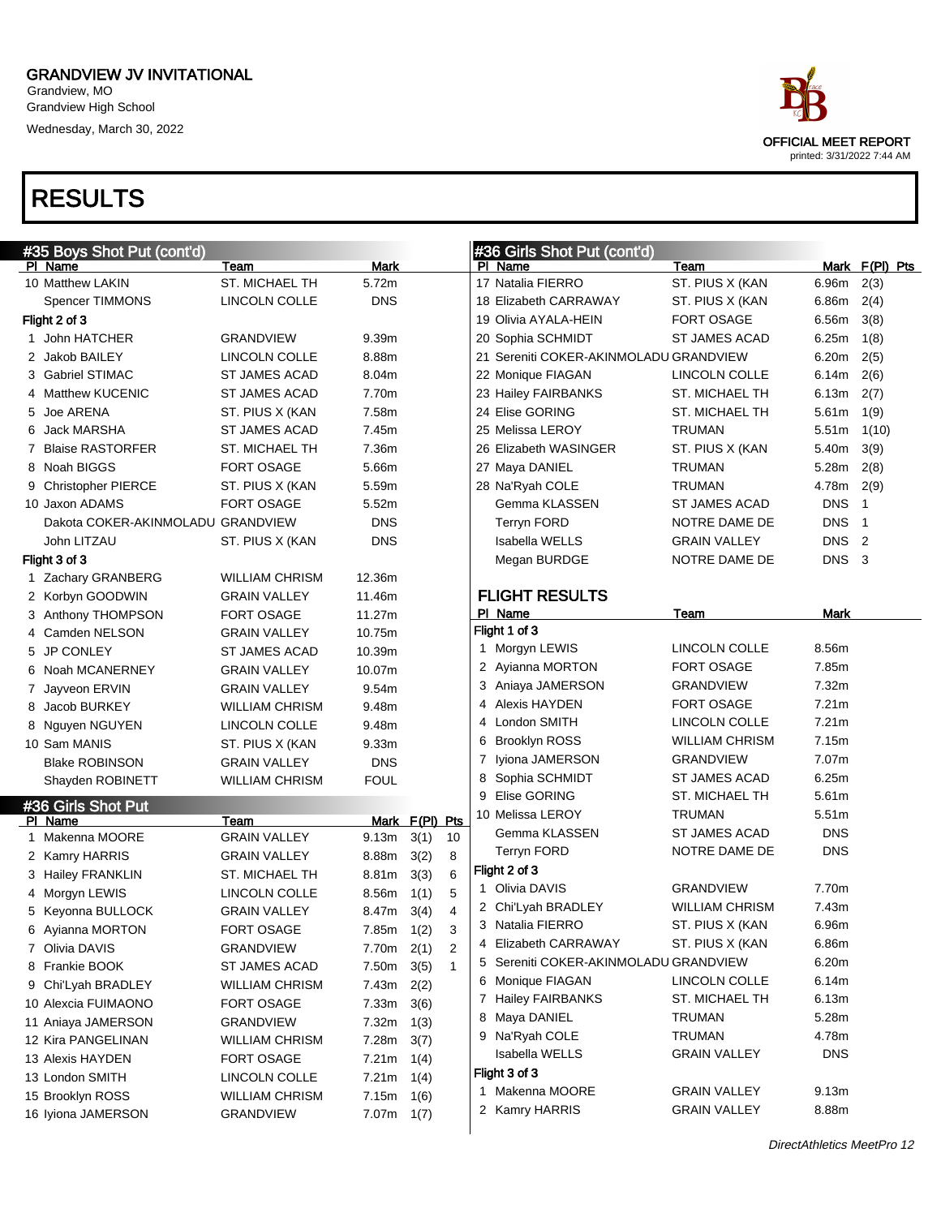# GRANDVIEW JV INVITATIONAL

Grandview, MO
Grandview High School
Wednesday, March 30, 2022

OFFICIAL MEET REPORT
printed: 3/31/2022 7:44 AM

# RESULTS

## #35 Boys Shot Put (cont'd)

| Pl | Name | Team | Mark |
|---|---|---|---|
| 10 | Matthew LAKIN | ST. MICHAEL TH | 5.72m |
| | Spencer TIMMONS | LINCOLN COLLE | DNS |
| **Flight 2 of 3** | | | |
| 1 | John HATCHER | GRANDVIEW | 9.39m |
| 2 | Jakob BAILEY | LINCOLN COLLE | 8.88m |
| 3 | Gabriel STIMAC | ST JAMES ACAD | 8.04m |
| 4 | Matthew KUCENIC | ST JAMES ACAD | 7.70m |
| 5 | Joe ARENA | ST. PIUS X (KAN | 7.58m |
| 6 | Jack MARSHA | ST JAMES ACAD | 7.45m |
| 7 | Blaise RASTORFER | ST. MICHAEL TH | 7.36m |
| 8 | Noah BIGGS | FORT OSAGE | 5.66m |
| 9 | Christopher PIERCE | ST. PIUS X (KAN | 5.59m |
| 10 | Jaxon ADAMS | FORT OSAGE | 5.52m |
| | Dakota COKER-AKINMOLADU | GRANDVIEW | DNS |
| | John LITZAU | ST. PIUS X (KAN | DNS |
| **Flight 3 of 3** | | | |
| 1 | Zachary GRANBERG | WILLIAM CHRISM | 12.36m |
| 2 | Korbyn GOODWIN | GRAIN VALLEY | 11.46m |
| 3 | Anthony THOMPSON | FORT OSAGE | 11.27m |
| 4 | Camden NELSON | GRAIN VALLEY | 10.75m |
| 5 | JP CONLEY | ST JAMES ACAD | 10.39m |
| 6 | Noah MCANERNEY | GRAIN VALLEY | 10.07m |
| 7 | Jayveon ERVIN | GRAIN VALLEY | 9.54m |
| 8 | Jacob BURKEY | WILLIAM CHRISM | 9.48m |
| 8 | Nguyen NGUYEN | LINCOLN COLLE | 9.48m |
| 10 | Sam MANIS | ST. PIUS X (KAN | 9.33m |
| | Blake ROBINSON | GRAIN VALLEY | DNS |
| | Shayden ROBINETT | WILLIAM CHRISM | FOUL |

## #36 Girls Shot Put

| Pl | Name | Team | Mark | F(Pl) | Pts |
|---|---|---|---|---|---|
| 1 | Makenna MOORE | GRAIN VALLEY | 9.13m | 3(1) | 10 |
| 2 | Kamry HARRIS | GRAIN VALLEY | 8.88m | 3(2) | 8 |
| 3 | Hailey FRANKLIN | ST. MICHAEL TH | 8.81m | 3(3) | 6 |
| 4 | Morgyn LEWIS | LINCOLN COLLE | 8.56m | 1(1) | 5 |
| 5 | Keyonna BULLOCK | GRAIN VALLEY | 8.47m | 3(4) | 4 |
| 6 | Ayianna MORTON | FORT OSAGE | 7.85m | 1(2) | 3 |
| 7 | Olivia DAVIS | GRANDVIEW | 7.70m | 2(1) | 2 |
| 8 | Frankie BOOK | ST JAMES ACAD | 7.50m | 3(5) | 1 |
| 9 | Chi'Lyah BRADLEY | WILLIAM CHRISM | 7.43m | 2(2) | |
| 10 | Alexcia FUIMAONO | FORT OSAGE | 7.33m | 3(6) | |
| 11 | Aniaya JAMERSON | GRANDVIEW | 7.32m | 1(3) | |
| 12 | Kira PANGELINAN | WILLIAM CHRISM | 7.28m | 3(7) | |
| 13 | Alexis HAYDEN | FORT OSAGE | 7.21m | 1(4) | |
| 13 | London SMITH | LINCOLN COLLE | 7.21m | 1(4) | |
| 15 | Brooklyn ROSS | WILLIAM CHRISM | 7.15m | 1(6) | |
| 16 | Iyiona JAMERSON | GRANDVIEW | 7.07m | 1(7) | |

## #36 Girls Shot Put (cont'd)

| Pl | Name | Team | Mark | F(Pl) | Pts |
|---|---|---|---|---|---|
| 17 | Natalia FIERRO | ST. PIUS X (KAN | 6.96m | 2(3) | |
| 18 | Elizabeth CARRAWAY | ST. PIUS X (KAN | 6.86m | 2(4) | |
| 19 | Olivia AYALA-HEIN | FORT OSAGE | 6.56m | 3(8) | |
| 20 | Sophia SCHMIDT | ST JAMES ACAD | 6.25m | 1(8) | |
| 21 | Sereniti COKER-AKINMOLADU | GRANDVIEW | 6.20m | 2(5) | |
| 22 | Monique FIAGAN | LINCOLN COLLE | 6.14m | 2(6) | |
| 23 | Hailey FAIRBANKS | ST. MICHAEL TH | 6.13m | 2(7) | |
| 24 | Elise GORING | ST. MICHAEL TH | 5.61m | 1(9) | |
| 25 | Melissa LEROY | TRUMAN | 5.51m | 1(10) | |
| 26 | Elizabeth WASINGER | ST. PIUS X (KAN | 5.40m | 3(9) | |
| 27 | Maya DANIEL | TRUMAN | 5.28m | 2(8) | |
| 28 | Na'Ryah COLE | TRUMAN | 4.78m | 2(9) | |
| | Gemma KLASSEN | ST JAMES ACAD | DNS | 1 | |
| | Terryn FORD | NOTRE DAME DE | DNS | 1 | |
| | Isabella WELLS | GRAIN VALLEY | DNS | 2 | |
| | Megan BURDGE | NOTRE DAME DE | DNS | 3 | |

### FLIGHT RESULTS

| Pl | Name | Team | Mark |
|---|---|---|---|
| **Flight 1 of 3** | | | |
| 1 | Morgyn LEWIS | LINCOLN COLLE | 8.56m |
| 2 | Ayianna MORTON | FORT OSAGE | 7.85m |
| 3 | Aniaya JAMERSON | GRANDVIEW | 7.32m |
| 4 | Alexis HAYDEN | FORT OSAGE | 7.21m |
| 4 | London SMITH | LINCOLN COLLE | 7.21m |
| 6 | Brooklyn ROSS | WILLIAM CHRISM | 7.15m |
| 7 | Iyiona JAMERSON | GRANDVIEW | 7.07m |
| 8 | Sophia SCHMIDT | ST JAMES ACAD | 6.25m |
| 9 | Elise GORING | ST. MICHAEL TH | 5.61m |
| 10 | Melissa LEROY | TRUMAN | 5.51m |
| | Gemma KLASSEN | ST JAMES ACAD | DNS |
| | Terryn FORD | NOTRE DAME DE | DNS |
| **Flight 2 of 3** | | | |
| 1 | Olivia DAVIS | GRANDVIEW | 7.70m |
| 2 | Chi'Lyah BRADLEY | WILLIAM CHRISM | 7.43m |
| 3 | Natalia FIERRO | ST. PIUS X (KAN | 6.96m |
| 4 | Elizabeth CARRAWAY | ST. PIUS X (KAN | 6.86m |
| 5 | Sereniti COKER-AKINMOLADU | GRANDVIEW | 6.20m |
| 6 | Monique FIAGAN | LINCOLN COLLE | 6.14m |
| 7 | Hailey FAIRBANKS | ST. MICHAEL TH | 6.13m |
| 8 | Maya DANIEL | TRUMAN | 5.28m |
| 9 | Na'Ryah COLE | TRUMAN | 4.78m |
| | Isabella WELLS | GRAIN VALLEY | DNS |
| **Flight 3 of 3** | | | |
| 1 | Makenna MOORE | GRAIN VALLEY | 9.13m |
| 2 | Kamry HARRIS | GRAIN VALLEY | 8.88m |

*DirectAthletics MeetPro 12*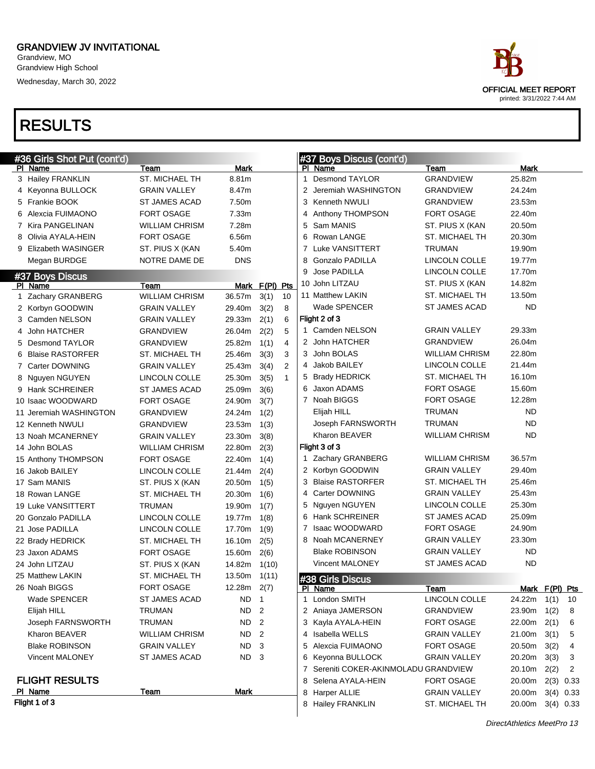# GRANDVIEW JV INVITATIONAL

Grandview, MO
Grandview High School
Wednesday, March 30, 2022

OFFICIAL MEET REPORT
printed: 3/31/2022 7:44 AM

## RESULTS

### #36 Girls Shot Put (cont'd)

| Pl | Name | Team | Mark |
|---|---|---|---|
| 3 | Hailey FRANKLIN | ST. MICHAEL TH | 8.81m |
| 4 | Keyonna BULLOCK | GRAIN VALLEY | 8.47m |
| 5 | Frankie BOOK | ST JAMES ACAD | 7.50m |
| 6 | Alexcia FUIMAONO | FORT OSAGE | 7.33m |
| 7 | Kira PANGELINAN | WILLIAM CHRISM | 7.28m |
| 8 | Olivia AYALA-HEIN | FORT OSAGE | 6.56m |
| 9 | Elizabeth WASINGER | ST. PIUS X (KAN | 5.40m |
| | Megan BURDGE | NOTRE DAME DE | DNS |

### #37 Boys Discus

| Pl | Name | Team | Mark | F(Pl) | Pts |
|---|---|---|---|---|---|
| 1 | Zachary GRANBERG | WILLIAM CHRISM | 36.57m | 3(1) | 10 |
| 2 | Korbyn GOODWIN | GRAIN VALLEY | 29.40m | 3(2) | 8 |
| 3 | Camden NELSON | GRAIN VALLEY | 29.33m | 2(1) | 6 |
| 4 | John HATCHER | GRANDVIEW | 26.04m | 2(2) | 5 |
| 5 | Desmond TAYLOR | GRANDVIEW | 25.82m | 1(1) | 4 |
| 6 | Blaise RASTORFER | ST. MICHAEL TH | 25.46m | 3(3) | 3 |
| 7 | Carter DOWNING | GRAIN VALLEY | 25.43m | 3(4) | 2 |
| 8 | Nguyen NGUYEN | LINCOLN COLLE | 25.30m | 3(5) | 1 |
| 9 | Hank SCHREINER | ST JAMES ACAD | 25.09m | 3(6) | |
| 10 | Isaac WOODWARD | FORT OSAGE | 24.90m | 3(7) | |
| 11 | Jeremiah WASHINGTON | GRANDVIEW | 24.24m | 1(2) | |
| 12 | Kenneth NWULI | GRANDVIEW | 23.53m | 1(3) | |
| 13 | Noah MCANERNEY | GRAIN VALLEY | 23.30m | 3(8) | |
| 14 | John BOLAS | WILLIAM CHRISM | 22.80m | 2(3) | |
| 15 | Anthony THOMPSON | FORT OSAGE | 22.40m | 1(4) | |
| 16 | Jakob BAILEY | LINCOLN COLLE | 21.44m | 2(4) | |
| 17 | Sam MANIS | ST. PIUS X (KAN | 20.50m | 1(5) | |
| 18 | Rowan LANGE | ST. MICHAEL TH | 20.30m | 1(6) | |
| 19 | Luke VANSITTERT | TRUMAN | 19.90m | 1(7) | |
| 20 | Gonzalo PADILLA | LINCOLN COLLE | 19.77m | 1(8) | |
| 21 | Jose PADILLA | LINCOLN COLLE | 17.70m | 1(9) | |
| 22 | Brady HEDRICK | ST. MICHAEL TH | 16.10m | 2(5) | |
| 23 | Jaxon ADAMS | FORT OSAGE | 15.60m | 2(6) | |
| 24 | John LITZAU | ST. PIUS X (KAN | 14.82m | 1(10) | |
| 25 | Matthew LAKIN | ST. MICHAEL TH | 13.50m | 1(11) | |
| 26 | Noah BIGGS | FORT OSAGE | 12.28m | 2(7) | |
| | Wade SPENCER | ST JAMES ACAD | ND | 1 | |
| | Elijah HILL | TRUMAN | ND | 2 | |
| | Joseph FARNSWORTH | TRUMAN | ND | 2 | |
| | Kharon BEAVER | WILLIAM CHRISM | ND | 2 | |
| | Blake ROBINSON | GRAIN VALLEY | ND | 3 | |
| | Vincent MALONEY | ST JAMES ACAD | ND | 3 | |

### FLIGHT RESULTS

**Flight 1 of 3**

| Pl | Name | Team | Mark |
|---|---|---|---|
| 1 | Desmond TAYLOR | GRANDVIEW | 25.82m |
| 2 | Jeremiah WASHINGTON | GRANDVIEW | 24.24m |
| 3 | Kenneth NWULI | GRANDVIEW | 23.53m |
| 4 | Anthony THOMPSON | FORT OSAGE | 22.40m |
| 5 | Sam MANIS | ST. PIUS X (KAN | 20.50m |
| 6 | Rowan LANGE | ST. MICHAEL TH | 20.30m |
| 7 | Luke VANSITTERT | TRUMAN | 19.90m |
| 8 | Gonzalo PADILLA | LINCOLN COLLE | 19.77m |
| 9 | Jose PADILLA | LINCOLN COLLE | 17.70m |
| 10 | John LITZAU | ST. PIUS X (KAN | 14.82m |
| 11 | Matthew LAKIN | ST. MICHAEL TH | 13.50m |
| | Wade SPENCER | ST JAMES ACAD | ND |

**Flight 2 of 3**

| Pl | Name | Team | Mark |
|---|---|---|---|
| 1 | Camden NELSON | GRAIN VALLEY | 29.33m |
| 2 | John HATCHER | GRANDVIEW | 26.04m |
| 3 | John BOLAS | WILLIAM CHRISM | 22.80m |
| 4 | Jakob BAILEY | LINCOLN COLLE | 21.44m |
| 5 | Brady HEDRICK | ST. MICHAEL TH | 16.10m |
| 6 | Jaxon ADAMS | FORT OSAGE | 15.60m |
| 7 | Noah BIGGS | FORT OSAGE | 12.28m |
| | Elijah HILL | TRUMAN | ND |
| | Joseph FARNSWORTH | TRUMAN | ND |
| | Kharon BEAVER | WILLIAM CHRISM | ND |

**Flight 3 of 3**

| Pl | Name | Team | Mark |
|---|---|---|---|
| 1 | Zachary GRANBERG | WILLIAM CHRISM | 36.57m |
| 2 | Korbyn GOODWIN | GRAIN VALLEY | 29.40m |
| 3 | Blaise RASTORFER | ST. MICHAEL TH | 25.46m |
| 4 | Carter DOWNING | GRAIN VALLEY | 25.43m |
| 5 | Nguyen NGUYEN | LINCOLN COLLE | 25.30m |
| 6 | Hank SCHREINER | ST JAMES ACAD | 25.09m |
| 7 | Isaac WOODWARD | FORT OSAGE | 24.90m |
| 8 | Noah MCANERNEY | GRAIN VALLEY | 23.30m |
| | Blake ROBINSON | GRAIN VALLEY | ND |
| | Vincent MALONEY | ST JAMES ACAD | ND |

### #38 Girls Discus

| Pl | Name | Team | Mark | F(Pl) | Pts |
|---|---|---|---|---|---|
| 1 | London SMITH | LINCOLN COLLE | 24.22m | 1(1) | 10 |
| 2 | Aniaya JAMERSON | GRANDVIEW | 23.90m | 1(2) | 8 |
| 3 | Kayla AYALA-HEIN | FORT OSAGE | 22.00m | 2(1) | 6 |
| 4 | Isabella WELLS | GRAIN VALLEY | 21.00m | 3(1) | 5 |
| 5 | Alexcia FUIMAONO | FORT OSAGE | 20.50m | 3(2) | 4 |
| 6 | Keyonna BULLOCK | GRAIN VALLEY | 20.20m | 3(3) | 3 |
| 7 | Sereniti COKER-AKINMOLADU | GRANDVIEW | 20.10m | 2(2) | 2 |
| 8 | Selena AYALA-HEIN | FORT OSAGE | 20.00m | 2(3) | 0.33 |
| 8 | Harper ALLIE | GRAIN VALLEY | 20.00m | 3(4) | 0.33 |
| 8 | Hailey FRANKLIN | ST. MICHAEL TH | 20.00m | 3(4) | 0.33 |

*DirectAthletics MeetPro 13*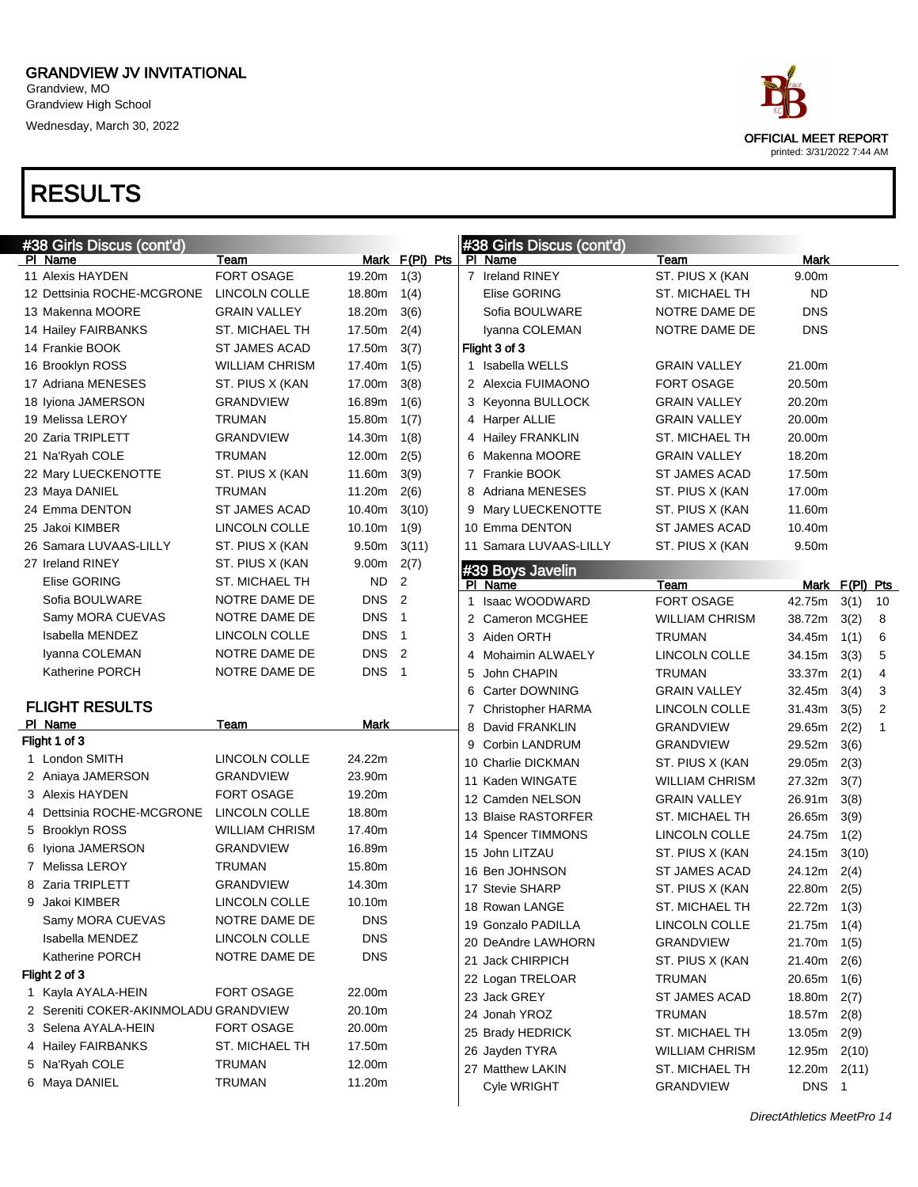# GRANDVIEW JV INVITATIONAL

Grandview, MO
Grandview High School
Wednesday, March 30, 2022

OFFICIAL MEET REPORT
printed: 3/31/2022 7:44 AM

# RESULTS

## #38 Girls Discus (cont'd)

| Pl | Name | Team | Mark | F(Pl) | Pts |
|---|---|---|---|---|---|
| 11 | Alexis HAYDEN | FORT OSAGE | 19.20m | 1(3) | |
| 12 | Dettsinia ROCHE-MCGRONE | LINCOLN COLLE | 18.80m | 1(4) | |
| 13 | Makenna MOORE | GRAIN VALLEY | 18.20m | 3(6) | |
| 14 | Hailey FAIRBANKS | ST. MICHAEL TH | 17.50m | 2(4) | |
| 14 | Frankie BOOK | ST JAMES ACAD | 17.50m | 3(7) | |
| 16 | Brooklyn ROSS | WILLIAM CHRISM | 17.40m | 1(5) | |
| 17 | Adriana MENESES | ST. PIUS X (KAN | 17.00m | 3(8) | |
| 18 | Iyiona JAMERSON | GRANDVIEW | 16.89m | 1(6) | |
| 19 | Melissa LEROY | TRUMAN | 15.80m | 1(7) | |
| 20 | Zaria TRIPLETT | GRANDVIEW | 14.30m | 1(8) | |
| 21 | Na'Ryah COLE | TRUMAN | 12.00m | 2(5) | |
| 22 | Mary LUECKENOTTE | ST. PIUS X (KAN | 11.60m | 3(9) | |
| 23 | Maya DANIEL | TRUMAN | 11.20m | 2(6) | |
| 24 | Emma DENTON | ST JAMES ACAD | 10.40m | 3(10) | |
| 25 | Jakoi KIMBER | LINCOLN COLLE | 10.10m | 1(9) | |
| 26 | Samara LUVAAS-LILLY | ST. PIUS X (KAN | 9.50m | 3(11) | |
| 27 | Ireland RINEY | ST. PIUS X (KAN | 9.00m | 2(7) | |
| | Elise GORING | ST. MICHAEL TH | ND | 2 | |
| | Sofia BOULWARE | NOTRE DAME DE | DNS | 2 | |
| | Samy MORA CUEVAS | NOTRE DAME DE | DNS | 1 | |
| | Isabella MENDEZ | LINCOLN COLLE | DNS | 1 | |
| | Iyanna COLEMAN | NOTRE DAME DE | DNS | 2 | |
| | Katherine PORCH | NOTRE DAME DE | DNS | 1 | |

### FLIGHT RESULTS

| Pl | Name | Team | Mark |
|---|---|---|---|
| **Flight 1 of 3** | | | |
| 1 | London SMITH | LINCOLN COLLE | 24.22m |
| 2 | Aniaya JAMERSON | GRANDVIEW | 23.90m |
| 3 | Alexis HAYDEN | FORT OSAGE | 19.20m |
| 4 | Dettsinia ROCHE-MCGRONE | LINCOLN COLLE | 18.80m |
| 5 | Brooklyn ROSS | WILLIAM CHRISM | 17.40m |
| 6 | Iyiona JAMERSON | GRANDVIEW | 16.89m |
| 7 | Melissa LEROY | TRUMAN | 15.80m |
| 8 | Zaria TRIPLETT | GRANDVIEW | 14.30m |
| 9 | Jakoi KIMBER | LINCOLN COLLE | 10.10m |
| | Samy MORA CUEVAS | NOTRE DAME DE | DNS |
| | Isabella MENDEZ | LINCOLN COLLE | DNS |
| | Katherine PORCH | NOTRE DAME DE | DNS |
| **Flight 2 of 3** | | | |
| 1 | Kayla AYALA-HEIN | FORT OSAGE | 22.00m |
| 2 | Sereniti COKER-AKINMOLADU | GRANDVIEW | 20.10m |
| 3 | Selena AYALA-HEIN | FORT OSAGE | 20.00m |
| 4 | Hailey FAIRBANKS | ST. MICHAEL TH | 17.50m |
| 5 | Na'Ryah COLE | TRUMAN | 12.00m |
| 6 | Maya DANIEL | TRUMAN | 11.20m |
| 7 | Ireland RINEY | ST. PIUS X (KAN | 9.00m |
| | Elise GORING | ST. MICHAEL TH | ND |
| | Sofia BOULWARE | NOTRE DAME DE | DNS |
| | Iyanna COLEMAN | NOTRE DAME DE | DNS |
| **Flight 3 of 3** | | | |
| 1 | Isabella WELLS | GRAIN VALLEY | 21.00m |
| 2 | Alexcia FUIMAONO | FORT OSAGE | 20.50m |
| 3 | Keyonna BULLOCK | GRAIN VALLEY | 20.20m |
| 4 | Harper ALLIE | GRAIN VALLEY | 20.00m |
| 4 | Hailey FRANKLIN | ST. MICHAEL TH | 20.00m |
| 6 | Makenna MOORE | GRAIN VALLEY | 18.20m |
| 7 | Frankie BOOK | ST JAMES ACAD | 17.50m |
| 8 | Adriana MENESES | ST. PIUS X (KAN | 17.00m |
| 9 | Mary LUECKENOTTE | ST. PIUS X (KAN | 11.60m |
| 10 | Emma DENTON | ST JAMES ACAD | 10.40m |
| 11 | Samara LUVAAS-LILLY | ST. PIUS X (KAN | 9.50m |

## #39 Boys Javelin

| Pl | Name | Team | Mark | F(Pl) | Pts |
|---|---|---|---|---|---|
| 1 | Isaac WOODWARD | FORT OSAGE | 42.75m | 3(1) | 10 |
| 2 | Cameron MCGHEE | WILLIAM CHRISM | 38.72m | 3(2) | 8 |
| 3 | Aiden ORTH | TRUMAN | 34.45m | 1(1) | 6 |
| 4 | Mohaimin ALWAELY | LINCOLN COLLE | 34.15m | 3(3) | 5 |
| 5 | John CHAPIN | TRUMAN | 33.37m | 2(1) | 4 |
| 6 | Carter DOWNING | GRAIN VALLEY | 32.45m | 3(4) | 3 |
| 7 | Christopher HARMA | LINCOLN COLLE | 31.43m | 3(5) | 2 |
| 8 | David FRANKLIN | GRANDVIEW | 29.65m | 2(2) | 1 |
| 9 | Corbin LANDRUM | GRANDVIEW | 29.52m | 3(6) | |
| 10 | Charlie DICKMAN | ST. PIUS X (KAN | 29.05m | 2(3) | |
| 11 | Kaden WINGATE | WILLIAM CHRISM | 27.32m | 3(7) | |
| 12 | Camden NELSON | GRAIN VALLEY | 26.91m | 3(8) | |
| 13 | Blaise RASTORFER | ST. MICHAEL TH | 26.65m | 3(9) | |
| 14 | Spencer TIMMONS | LINCOLN COLLE | 24.75m | 1(2) | |
| 15 | John LITZAU | ST. PIUS X (KAN | 24.15m | 3(10) | |
| 16 | Ben JOHNSON | ST JAMES ACAD | 24.12m | 2(4) | |
| 17 | Stevie SHARP | ST. PIUS X (KAN | 22.80m | 2(5) | |
| 18 | Rowan LANGE | ST. MICHAEL TH | 22.72m | 1(3) | |
| 19 | Gonzalo PADILLA | LINCOLN COLLE | 21.75m | 1(4) | |
| 20 | DeAndre LAWHORN | GRANDVIEW | 21.70m | 1(5) | |
| 21 | Jack CHIRPICH | ST. PIUS X (KAN | 21.40m | 2(6) | |
| 22 | Logan TRELOAR | TRUMAN | 20.65m | 1(6) | |
| 23 | Jack GREY | ST JAMES ACAD | 18.80m | 2(7) | |
| 24 | Jonah YROZ | TRUMAN | 18.57m | 2(8) | |
| 25 | Brady HEDRICK | ST. MICHAEL TH | 13.05m | 2(9) | |
| 26 | Jayden TYRA | WILLIAM CHRISM | 12.95m | 2(10) | |
| 27 | Matthew LAKIN | ST. MICHAEL TH | 12.20m | 2(11) | |
| | Cyle WRIGHT | GRANDVIEW | DNS | 1 | |

*DirectAthletics MeetPro 14*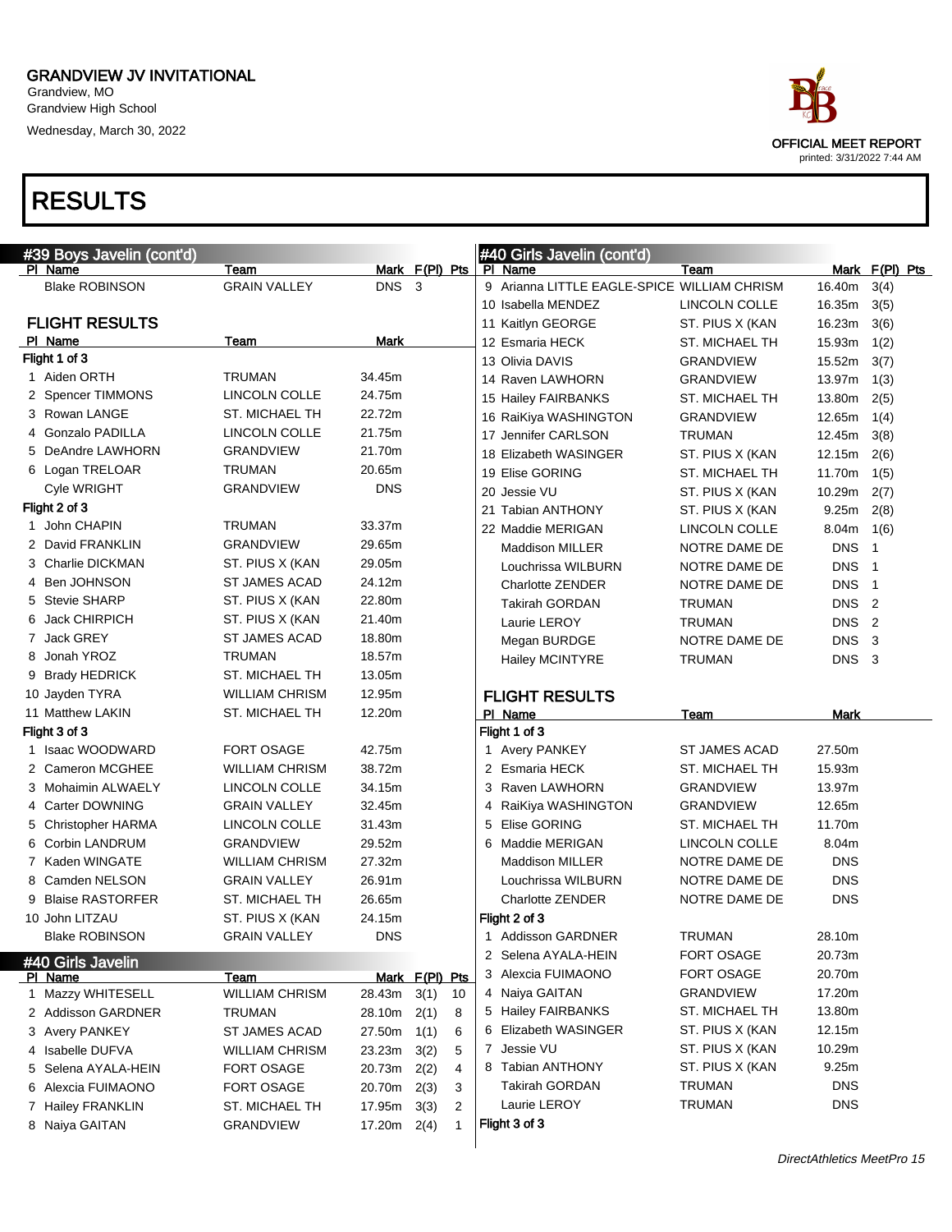# GRANDVIEW JV INVITATIONAL

Grandview, MO
Grandview High School
Wednesday, March 30, 2022

OFFICIAL MEET REPORT
printed: 3/31/2022 7:44 AM

# RESULTS

## #39 Boys Javelin (cont'd)

| Pl | Name | Team | Mark | F(Pl) | Pts |
|---|---|---|---|---|---|
| | Blake ROBINSON | GRAIN VALLEY | DNS | 3 | |

### FLIGHT RESULTS

| Pl | Name | Team | Mark |
|---|---|---|---|
| **Flight 1 of 3** | | | |
| 1 | Aiden ORTH | TRUMAN | 34.45m |
| 2 | Spencer TIMMONS | LINCOLN COLLE | 24.75m |
| 3 | Rowan LANGE | ST. MICHAEL TH | 22.72m |
| 4 | Gonzalo PADILLA | LINCOLN COLLE | 21.75m |
| 5 | DeAndre LAWHORN | GRANDVIEW | 21.70m |
| 6 | Logan TRELOAR | TRUMAN | 20.65m |
| | Cyle WRIGHT | GRANDVIEW | DNS |
| **Flight 2 of 3** | | | |
| 1 | John CHAPIN | TRUMAN | 33.37m |
| 2 | David FRANKLIN | GRANDVIEW | 29.65m |
| 3 | Charlie DICKMAN | ST. PIUS X (KAN | 29.05m |
| 4 | Ben JOHNSON | ST JAMES ACAD | 24.12m |
| 5 | Stevie SHARP | ST. PIUS X (KAN | 22.80m |
| 6 | Jack CHIRPICH | ST. PIUS X (KAN | 21.40m |
| 7 | Jack GREY | ST JAMES ACAD | 18.80m |
| 8 | Jonah YROZ | TRUMAN | 18.57m |
| 9 | Brady HEDRICK | ST. MICHAEL TH | 13.05m |
| 10 | Jayden TYRA | WILLIAM CHRISM | 12.95m |
| 11 | Matthew LAKIN | ST. MICHAEL TH | 12.20m |
| **Flight 3 of 3** | | | |
| 1 | Isaac WOODWARD | FORT OSAGE | 42.75m |
| 2 | Cameron MCGHEE | WILLIAM CHRISM | 38.72m |
| 3 | Mohaimin ALWAELY | LINCOLN COLLE | 34.15m |
| 4 | Carter DOWNING | GRAIN VALLEY | 32.45m |
| 5 | Christopher HARMA | LINCOLN COLLE | 31.43m |
| 6 | Corbin LANDRUM | GRANDVIEW | 29.52m |
| 7 | Kaden WINGATE | WILLIAM CHRISM | 27.32m |
| 8 | Camden NELSON | GRAIN VALLEY | 26.91m |
| 9 | Blaise RASTORFER | ST. MICHAEL TH | 26.65m |
| 10 | John LITZAU | ST. PIUS X (KAN | 24.15m |
| | Blake ROBINSON | GRAIN VALLEY | DNS |

## #40 Girls Javelin

| Pl | Name | Team | Mark | F(Pl) | Pts |
|---|---|---|---|---|---|
| 1 | Mazzy WHITESELL | WILLIAM CHRISM | 28.43m | 3(1) | 10 |
| 2 | Addisson GARDNER | TRUMAN | 28.10m | 2(1) | 8 |
| 3 | Avery PANKEY | ST JAMES ACAD | 27.50m | 1(1) | 6 |
| 4 | Isabelle DUFVA | WILLIAM CHRISM | 23.23m | 3(2) | 5 |
| 5 | Selena AYALA-HEIN | FORT OSAGE | 20.73m | 2(2) | 4 |
| 6 | Alexcia FUIMAONO | FORT OSAGE | 20.70m | 2(3) | 3 |
| 7 | Hailey FRANKLIN | ST. MICHAEL TH | 17.95m | 3(3) | 2 |
| 8 | Naiya GAITAN | GRANDVIEW | 17.20m | 2(4) | 1 |

## #40 Girls Javelin (cont'd)

| Pl | Name | Team | Mark | F(Pl) | Pts |
|---|---|---|---|---|---|
| 9 | Arianna LITTLE EAGLE-SPICE | WILLIAM CHRISM | 16.40m | 3(4) | |
| 10 | Isabella MENDEZ | LINCOLN COLLE | 16.35m | 3(5) | |
| 11 | Kaitlyn GEORGE | ST. PIUS X (KAN | 16.23m | 3(6) | |
| 12 | Esmaria HECK | ST. MICHAEL TH | 15.93m | 1(2) | |
| 13 | Olivia DAVIS | GRANDVIEW | 15.52m | 3(7) | |
| 14 | Raven LAWHORN | GRANDVIEW | 13.97m | 1(3) | |
| 15 | Hailey FAIRBANKS | ST. MICHAEL TH | 13.80m | 2(5) | |
| 16 | RaiKiya WASHINGTON | GRANDVIEW | 12.65m | 1(4) | |
| 17 | Jennifer CARLSON | TRUMAN | 12.45m | 3(8) | |
| 18 | Elizabeth WASINGER | ST. PIUS X (KAN | 12.15m | 2(6) | |
| 19 | Elise GORING | ST. MICHAEL TH | 11.70m | 1(5) | |
| 20 | Jessie VU | ST. PIUS X (KAN | 10.29m | 2(7) | |
| 21 | Tabian ANTHONY | ST. PIUS X (KAN | 9.25m | 2(8) | |
| 22 | Maddie MERIGAN | LINCOLN COLLE | 8.04m | 1(6) | |
| | Maddison MILLER | NOTRE DAME DE | DNS | 1 | |
| | Louchrissa WILBURN | NOTRE DAME DE | DNS | 1 | |
| | Charlotte ZENDER | NOTRE DAME DE | DNS | 1 | |
| | Takirah GORDAN | TRUMAN | DNS | 2 | |
| | Laurie LEROY | TRUMAN | DNS | 2 | |
| | Megan BURDGE | NOTRE DAME DE | DNS | 3 | |
| | Hailey MCINTYRE | TRUMAN | DNS | 3 | |

### FLIGHT RESULTS

| Pl | Name | Team | Mark |
|---|---|---|---|
| **Flight 1 of 3** | | | |
| 1 | Avery PANKEY | ST JAMES ACAD | 27.50m |
| 2 | Esmaria HECK | ST. MICHAEL TH | 15.93m |
| 3 | Raven LAWHORN | GRANDVIEW | 13.97m |
| 4 | RaiKiya WASHINGTON | GRANDVIEW | 12.65m |
| 5 | Elise GORING | ST. MICHAEL TH | 11.70m |
| 6 | Maddie MERIGAN | LINCOLN COLLE | 8.04m |
| | Maddison MILLER | NOTRE DAME DE | DNS |
| | Louchrissa WILBURN | NOTRE DAME DE | DNS |
| | Charlotte ZENDER | NOTRE DAME DE | DNS |
| **Flight 2 of 3** | | | |
| 1 | Addisson GARDNER | TRUMAN | 28.10m |
| 2 | Selena AYALA-HEIN | FORT OSAGE | 20.73m |
| 3 | Alexcia FUIMAONO | FORT OSAGE | 20.70m |
| 4 | Naiya GAITAN | GRANDVIEW | 17.20m |
| 5 | Hailey FAIRBANKS | ST. MICHAEL TH | 13.80m |
| 6 | Elizabeth WASINGER | ST. PIUS X (KAN | 12.15m |
| 7 | Jessie VU | ST. PIUS X (KAN | 10.29m |
| 8 | Tabian ANTHONY | ST. PIUS X (KAN | 9.25m |
| | Takirah GORDAN | TRUMAN | DNS |
| | Laurie LEROY | TRUMAN | DNS |
| **Flight 3 of 3** | | | |

DirectAthletics MeetPro 15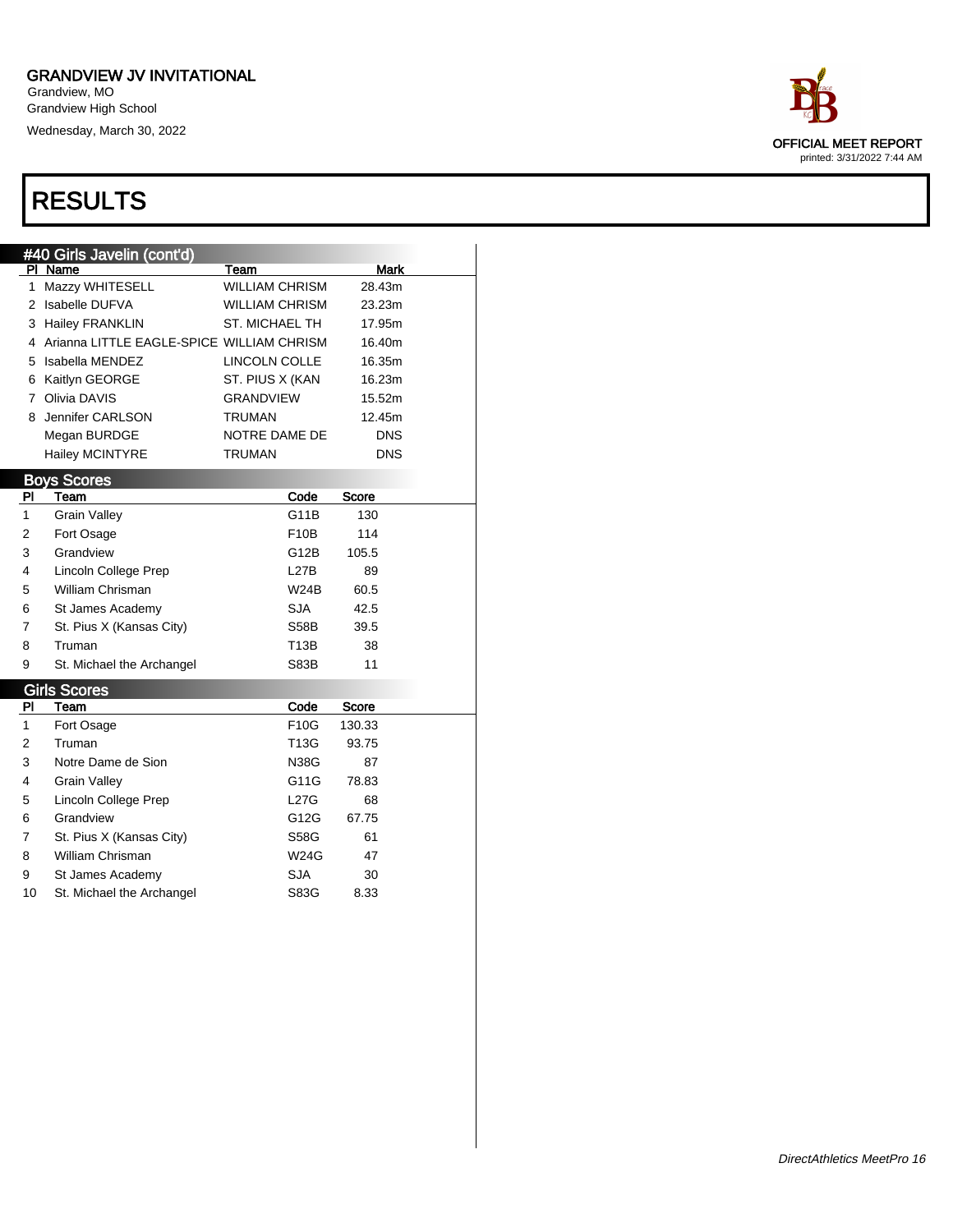GRANDVIEW JV INVITATIONAL
Grandview, MO
Grandview High School
Wednesday, March 30, 2022

OFFICIAL MEET REPORT
printed: 3/31/2022 7:44 AM

# RESULTS

## #40 Girls Javelin (cont'd)

| Pl | Name | Team | Mark |
|---|---|---|---|
| 1 | Mazzy WHITESELL | WILLIAM CHRISM | 28.43m |
| 2 | Isabelle DUFVA | WILLIAM CHRISM | 23.23m |
| 3 | Hailey FRANKLIN | ST. MICHAEL TH | 17.95m |
| 4 | Arianna LITTLE EAGLE-SPICE | WILLIAM CHRISM | 16.40m |
| 5 | Isabella MENDEZ | LINCOLN COLLE | 16.35m |
| 6 | Kaitlyn GEORGE | ST. PIUS X (KAN | 16.23m |
| 7 | Olivia DAVIS | GRANDVIEW | 15.52m |
| 8 | Jennifer CARLSON | TRUMAN | 12.45m |
| | Megan BURDGE | NOTRE DAME DE | DNS |
| | Hailey MCINTYRE | TRUMAN | DNS |

## Boys Scores

| Pl | Team | Code | Score |
|---|---|---|---|
| 1 | Grain Valley | G11B | 130 |
| 2 | Fort Osage | F10B | 114 |
| 3 | Grandview | G12B | 105.5 |
| 4 | Lincoln College Prep | L27B | 89 |
| 5 | William Chrisman | W24B | 60.5 |
| 6 | St James Academy | SJA | 42.5 |
| 7 | St. Pius X (Kansas City) | S58B | 39.5 |
| 8 | Truman | T13B | 38 |
| 9 | St. Michael the Archangel | S83B | 11 |

## Girls Scores

| Pl | Team | Code | Score |
|---|---|---|---|
| 1 | Fort Osage | F10G | 130.33 |
| 2 | Truman | T13G | 93.75 |
| 3 | Notre Dame de Sion | N38G | 87 |
| 4 | Grain Valley | G11G | 78.83 |
| 5 | Lincoln College Prep | L27G | 68 |
| 6 | Grandview | G12G | 67.75 |
| 7 | St. Pius X (Kansas City) | S58G | 61 |
| 8 | William Chrisman | W24G | 47 |
| 9 | St James Academy | SJA | 30 |
| 10 | St. Michael the Archangel | S83G | 8.33 |

*DirectAthletics MeetPro 16*